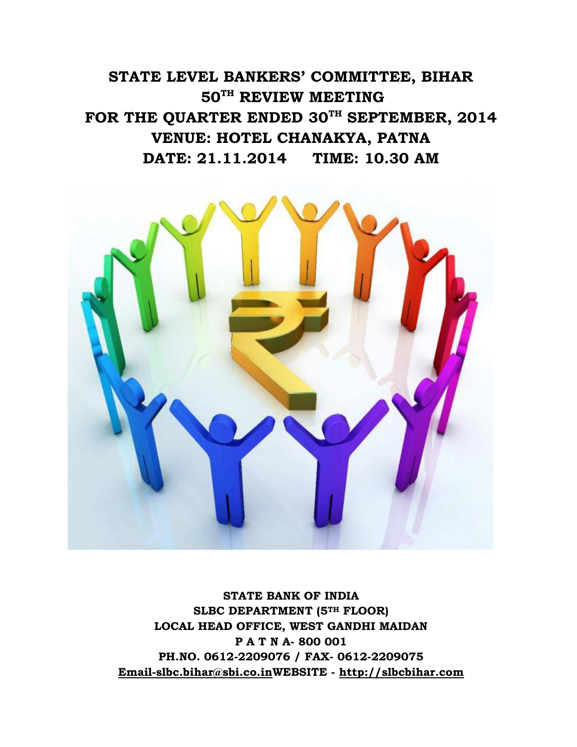# STATE LEVEL BANKERS' COMMITTEE, BIHAR
# 50TH REVIEW MEETING
# FOR THE QUARTER ENDED 30TH SEPTEMBER, 2014
# VENUE: HOTEL CHANAKYA, PATNA
# DATE: 21.11.2014 TIME: 10.30 AM

**STATE BANK OF INDIA**
**SLBC DEPARTMENT (5TH FLOOR)**
**LOCAL HEAD OFFICE, WEST GANDHI MAIDAN**
**P A T N A- 800 001**
**PH.NO. 0612-2209076 / FAX- 0612-2209075**
**Email-slbc.bihar@sbi.co.inWEBSITE - http://slbcbihar.com**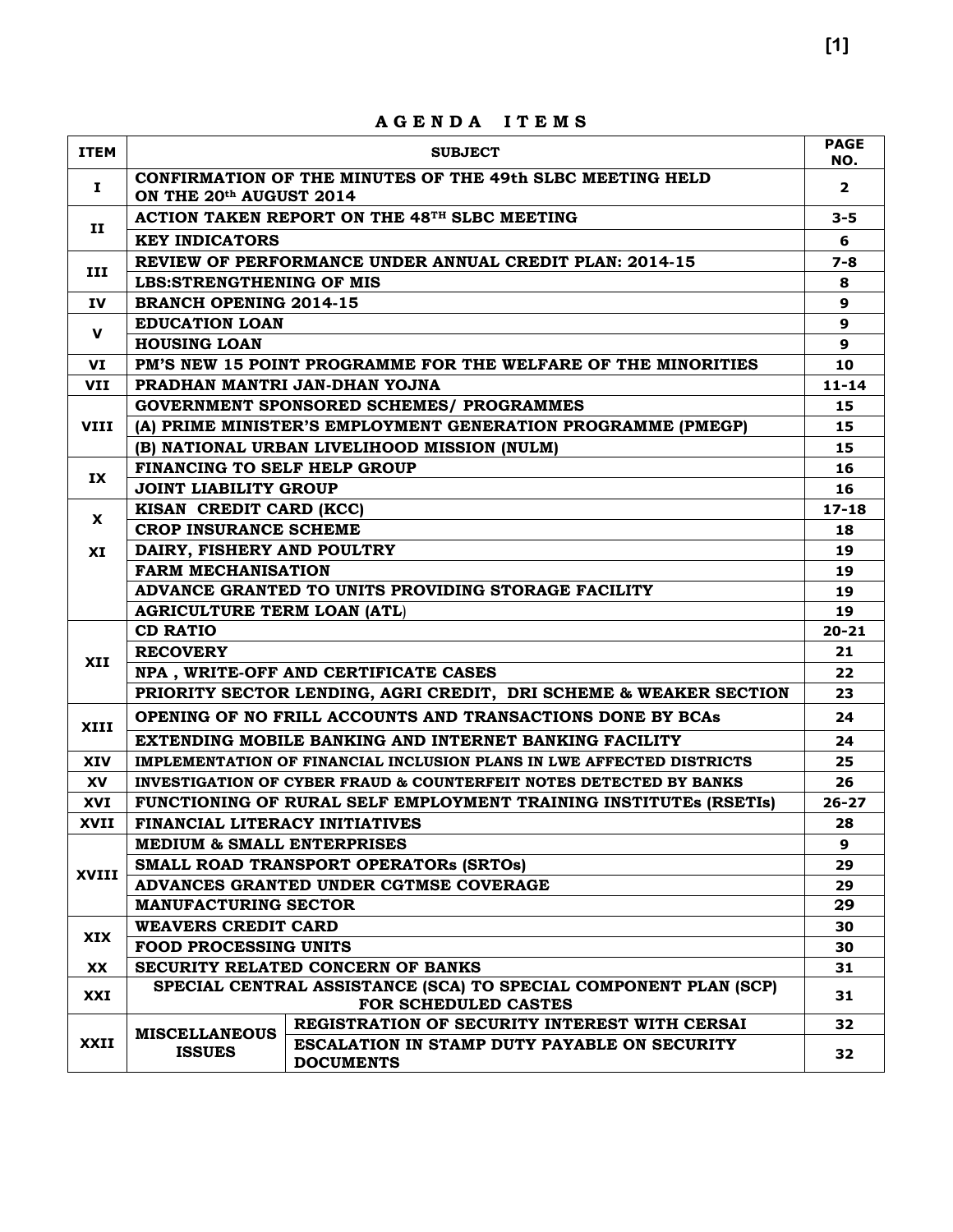# A G E N D A   I T E M S

| ITEM | SUBJECT | | PAGE NO. |
|---|---|---|---|
| I | CONFIRMATION OF THE MINUTES OF THE 49th SLBC MEETING HELD ON THE 20th AUGUST 2014 | | 2 |
| II | ACTION TAKEN REPORT ON THE 48TH SLBC MEETING | | 3-5 |
| | KEY INDICATORS | | 6 |
| III | REVIEW OF PERFORMANCE UNDER ANNUAL CREDIT PLAN: 2014-15 | | 7-8 |
| | LBS:STRENGTHENING OF MIS | | 8 |
| IV | BRANCH OPENING 2014-15 | | 9 |
| V | EDUCATION LOAN | | 9 |
| | HOUSING LOAN | | 9 |
| VI | PM'S NEW 15 POINT PROGRAMME FOR THE WELFARE OF THE MINORITIES | | 10 |
| VII | PRADHAN MANTRI JAN-DHAN YOJNA | | 11-14 |
| VIII | GOVERNMENT SPONSORED SCHEMES/ PROGRAMMES | | 15 |
| | (A) PRIME MINISTER'S EMPLOYMENT GENERATION PROGRAMME (PMEGP) | | 15 |
| | (B) NATIONAL URBAN LIVELIHOOD MISSION (NULM) | | 15 |
| IX | FINANCING TO SELF HELP GROUP | | 16 |
| | JOINT LIABILITY GROUP | | 16 |
| X | KISAN CREDIT CARD (KCC) | | 17-18 |
| | CROP INSURANCE SCHEME | | 18 |
| XI | DAIRY, FISHERY AND POULTRY | | 19 |
| | FARM MECHANISATION | | 19 |
| | ADVANCE GRANTED TO UNITS PROVIDING STORAGE FACILITY | | 19 |
| | AGRICULTURE TERM LOAN (ATL) | | 19 |
| XII | CD RATIO | | 20-21 |
| | RECOVERY | | 21 |
| | NPA , WRITE-OFF AND CERTIFICATE CASES | | 22 |
| | PRIORITY SECTOR LENDING, AGRI CREDIT, DRI SCHEME & WEAKER SECTION | | 23 |
| XIII | OPENING OF NO FRILL ACCOUNTS AND TRANSACTIONS DONE BY BCAs | | 24 |
| | EXTENDING MOBILE BANKING AND INTERNET BANKING FACILITY | | 24 |
| XIV | IMPLEMENTATION OF FINANCIAL INCLUSION PLANS IN LWE AFFECTED DISTRICTS | | 25 |
| XV | INVESTIGATION OF CYBER FRAUD & COUNTERFEIT NOTES DETECTED BY BANKS | | 26 |
| XVI | FUNCTIONING OF RURAL SELF EMPLOYMENT TRAINING INSTITUTEs (RSETIs) | | 26-27 |
| XVII | FINANCIAL LITERACY INITIATIVES | | 28 |
| XVIII | MEDIUM & SMALL ENTERPRISES | | 9 |
| | SMALL ROAD TRANSPORT OPERATORs (SRTOs) | | 29 |
| | ADVANCES GRANTED UNDER CGTMSE COVERAGE | | 29 |
| | MANUFACTURING SECTOR | | 29 |
| XIX | WEAVERS CREDIT CARD | | 30 |
| | FOOD PROCESSING UNITS | | 30 |
| XX | SECURITY RELATED CONCERN OF BANKS | | 31 |
| XXI | SPECIAL CENTRAL ASSISTANCE (SCA) TO SPECIAL COMPONENT PLAN (SCP) FOR SCHEDULED CASTES | | 31 |
| XXII | MISCELLANEOUS ISSUES | REGISTRATION OF SECURITY INTEREST WITH CERSAI | 32 |
| | | ESCALATION IN STAMP DUTY PAYABLE ON SECURITY DOCUMENTS | 32 |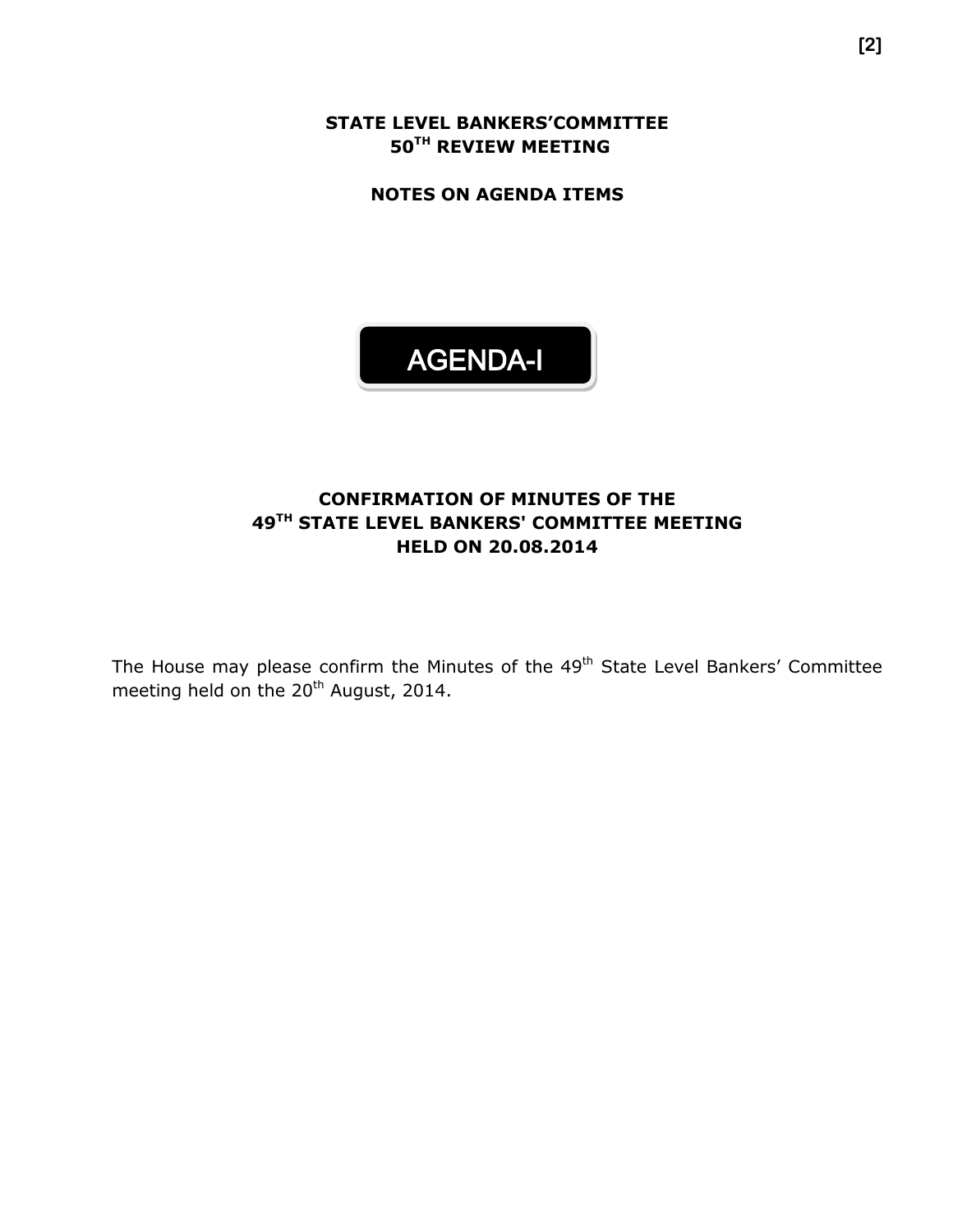# STATE LEVEL BANKERS'COMMITTEE
# 50TH REVIEW MEETING

## NOTES ON AGENDA ITEMS

## AGENDA-I

### CONFIRMATION OF MINUTES OF THE 49TH STATE LEVEL BANKERS' COMMITTEE MEETING HELD ON 20.08.2014

The House may please confirm the Minutes of the 49th State Level Bankers' Committee meeting held on the 20th August, 2014.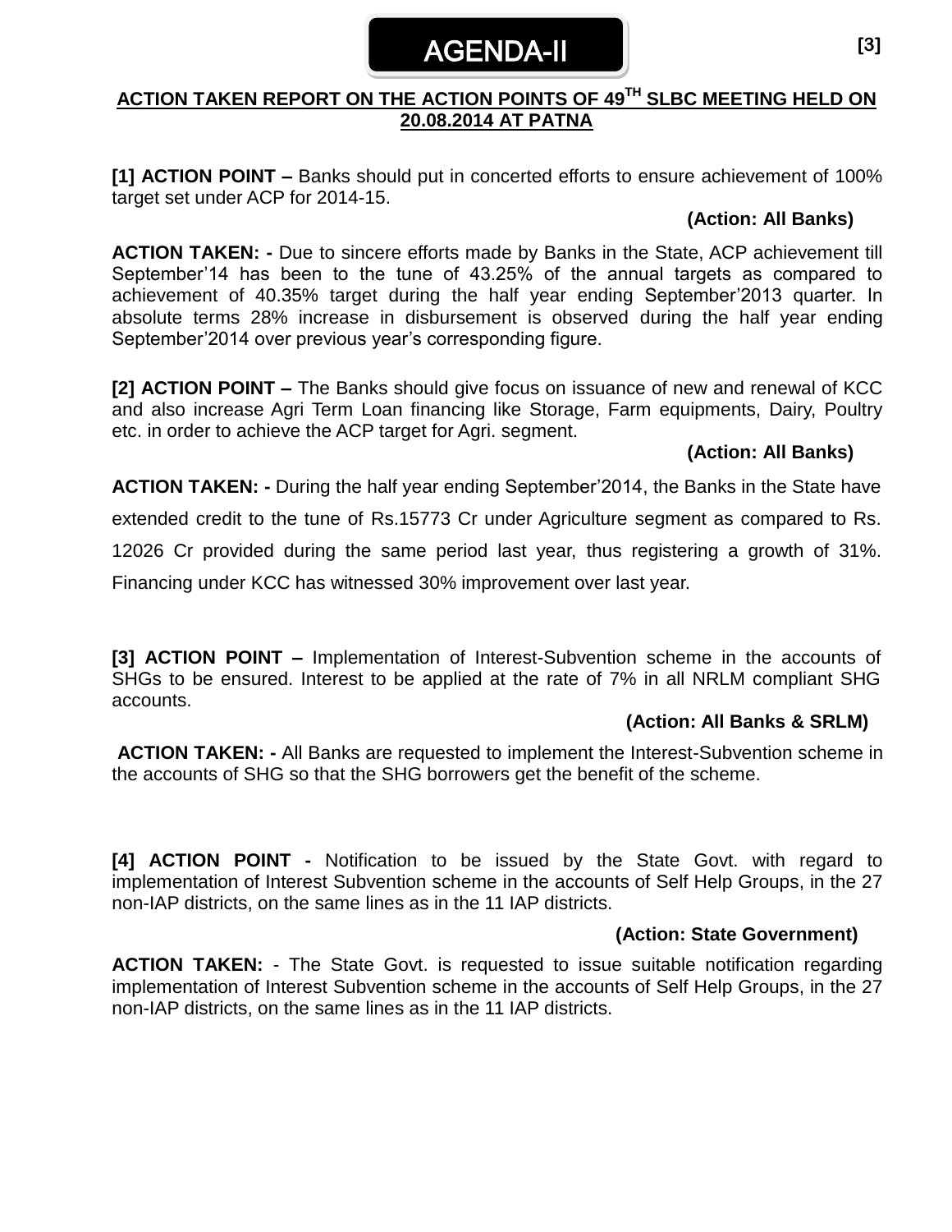# AGENDA-II

## ACTION TAKEN REPORT ON THE ACTION POINTS OF 49TH SLBC MEETING HELD ON 20.08.2014 AT PATNA

**[1] ACTION POINT –** Banks should put in concerted efforts to ensure achievement of 100% target set under ACP for 2014-15.

**(Action: All Banks)**

**ACTION TAKEN: -** Due to sincere efforts made by Banks in the State, ACP achievement till September'14 has been to the tune of 43.25% of the annual targets as compared to achievement of 40.35% target during the half year ending September'2013 quarter. In absolute terms 28% increase in disbursement is observed during the half year ending September'2014 over previous year's corresponding figure.

**[2] ACTION POINT –** The Banks should give focus on issuance of new and renewal of KCC and also increase Agri Term Loan financing like Storage, Farm equipments, Dairy, Poultry etc. in order to achieve the ACP target for Agri. segment.

**(Action: All Banks)**

**ACTION TAKEN: -** During the half year ending September'2014, the Banks in the State have extended credit to the tune of Rs.15773 Cr under Agriculture segment as compared to Rs. 12026 Cr provided during the same period last year, thus registering a growth of 31%. Financing under KCC has witnessed 30% improvement over last year.

**[3] ACTION POINT –** Implementation of Interest-Subvention scheme in the accounts of SHGs to be ensured. Interest to be applied at the rate of 7% in all NRLM compliant SHG accounts.

**(Action: All Banks & SRLM)**

**ACTION TAKEN: -** All Banks are requested to implement the Interest-Subvention scheme in the accounts of SHG so that the SHG borrowers get the benefit of the scheme.

**[4] ACTION POINT -** Notification to be issued by the State Govt. with regard to implementation of Interest Subvention scheme in the accounts of Self Help Groups, in the 27 non-IAP districts, on the same lines as in the 11 IAP districts.

**(Action: State Government)**

**ACTION TAKEN:** - The State Govt. is requested to issue suitable notification regarding implementation of Interest Subvention scheme in the accounts of Self Help Groups, in the 27 non-IAP districts, on the same lines as in the 11 IAP districts.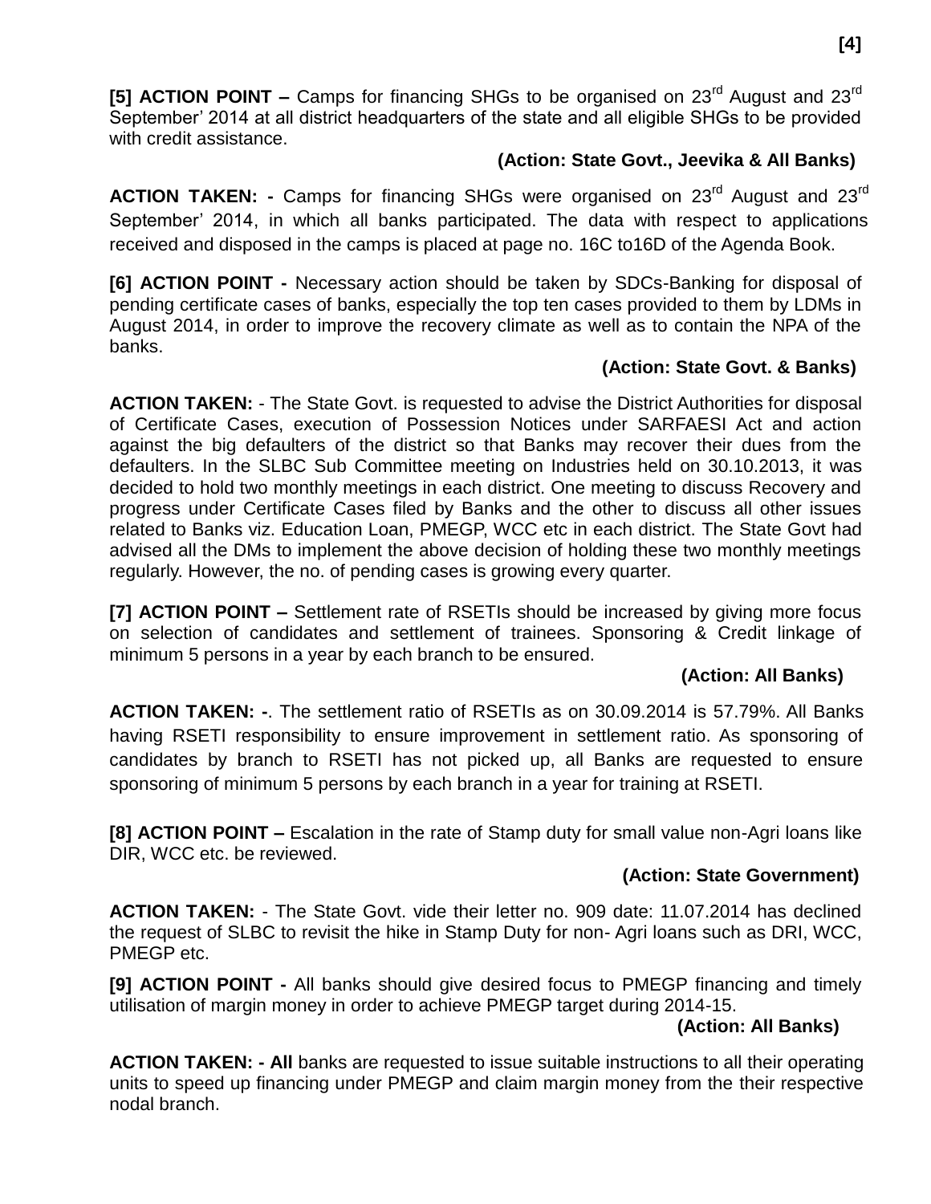**[5] ACTION POINT –** Camps for financing SHGs to be organised on 23rd August and 23rd September' 2014 at all district headquarters of the state and all eligible SHGs to be provided with credit assistance.

**(Action: State Govt., Jeevika & All Banks)**

**ACTION TAKEN: -** Camps for financing SHGs were organised on 23rd August and 23rd September' 2014, in which all banks participated. The data with respect to applications received and disposed in the camps is placed at page no. 16C to16D of the Agenda Book.

**[6] ACTION POINT -** Necessary action should be taken by SDCs-Banking for disposal of pending certificate cases of banks, especially the top ten cases provided to them by LDMs in August 2014, in order to improve the recovery climate as well as to contain the NPA of the banks.

**(Action: State Govt. & Banks)**

**ACTION TAKEN:** - The State Govt. is requested to advise the District Authorities for disposal of Certificate Cases, execution of Possession Notices under SARFAESI Act and action against the big defaulters of the district so that Banks may recover their dues from the defaulters. In the SLBC Sub Committee meeting on Industries held on 30.10.2013, it was decided to hold two monthly meetings in each district. One meeting to discuss Recovery and progress under Certificate Cases filed by Banks and the other to discuss all other issues related to Banks viz. Education Loan, PMEGP, WCC etc in each district. The State Govt had advised all the DMs to implement the above decision of holding these two monthly meetings regularly. However, the no. of pending cases is growing every quarter.

**[7] ACTION POINT –** Settlement rate of RSETIs should be increased by giving more focus on selection of candidates and settlement of trainees. Sponsoring & Credit linkage of minimum 5 persons in a year by each branch to be ensured.

**(Action: All Banks)**

**ACTION TAKEN: -**. The settlement ratio of RSETIs as on 30.09.2014 is 57.79%. All Banks having RSETI responsibility to ensure improvement in settlement ratio. As sponsoring of candidates by branch to RSETI has not picked up, all Banks are requested to ensure sponsoring of minimum 5 persons by each branch in a year for training at RSETI.

**[8] ACTION POINT –** Escalation in the rate of Stamp duty for small value non-Agri loans like DIR, WCC etc. be reviewed.

**(Action: State Government)**

**ACTION TAKEN:** - The State Govt. vide their letter no. 909 date: 11.07.2014 has declined the request of SLBC to revisit the hike in Stamp Duty for non- Agri loans such as DRI, WCC, PMEGP etc.

**[9] ACTION POINT -** All banks should give desired focus to PMEGP financing and timely utilisation of margin money in order to achieve PMEGP target during 2014-15.

**(Action: All Banks)**

**ACTION TAKEN: - All** banks are requested to issue suitable instructions to all their operating units to speed up financing under PMEGP and claim margin money from the their respective nodal branch.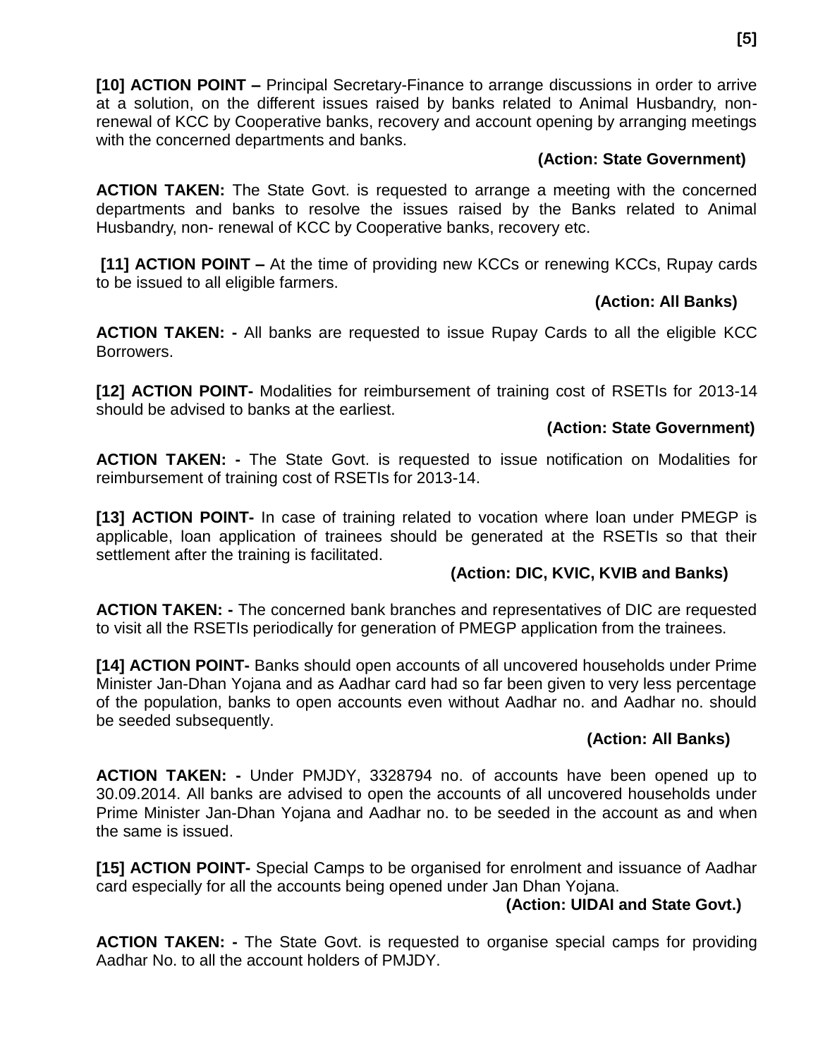**[10] ACTION POINT –** Principal Secretary-Finance to arrange discussions in order to arrive at a solution, on the different issues raised by banks related to Animal Husbandry, non-renewal of KCC by Cooperative banks, recovery and account opening by arranging meetings with the concerned departments and banks.

**(Action: State Government)**

**ACTION TAKEN:** The State Govt. is requested to arrange a meeting with the concerned departments and banks to resolve the issues raised by the Banks related to Animal Husbandry, non- renewal of KCC by Cooperative banks, recovery etc.

**[11] ACTION POINT –** At the time of providing new KCCs or renewing KCCs, Rupay cards to be issued to all eligible farmers.

**(Action: All Banks)**

**ACTION TAKEN: -** All banks are requested to issue Rupay Cards to all the eligible KCC Borrowers.

**[12] ACTION POINT-** Modalities for reimbursement of training cost of RSETIs for 2013-14 should be advised to banks at the earliest.

**(Action: State Government)**

**ACTION TAKEN: -** The State Govt. is requested to issue notification on Modalities for reimbursement of training cost of RSETIs for 2013-14.

**[13] ACTION POINT-** In case of training related to vocation where loan under PMEGP is applicable, loan application of trainees should be generated at the RSETIs so that their settlement after the training is facilitated.

**(Action: DIC, KVIC, KVIB and Banks)**

**ACTION TAKEN: -** The concerned bank branches and representatives of DIC are requested to visit all the RSETIs periodically for generation of PMEGP application from the trainees.

**[14] ACTION POINT-** Banks should open accounts of all uncovered households under Prime Minister Jan-Dhan Yojana and as Aadhar card had so far been given to very less percentage of the population, banks to open accounts even without Aadhar no. and Aadhar no. should be seeded subsequently.

**(Action: All Banks)**

**ACTION TAKEN: -** Under PMJDY, 3328794 no. of accounts have been opened up to 30.09.2014. All banks are advised to open the accounts of all uncovered households under Prime Minister Jan-Dhan Yojana and Aadhar no. to be seeded in the account as and when the same is issued.

**[15] ACTION POINT-** Special Camps to be organised for enrolment and issuance of Aadhar card especially for all the accounts being opened under Jan Dhan Yojana.

**(Action: UIDAI and State Govt.)**

**ACTION TAKEN: -** The State Govt. is requested to organise special camps for providing Aadhar No. to all the account holders of PMJDY.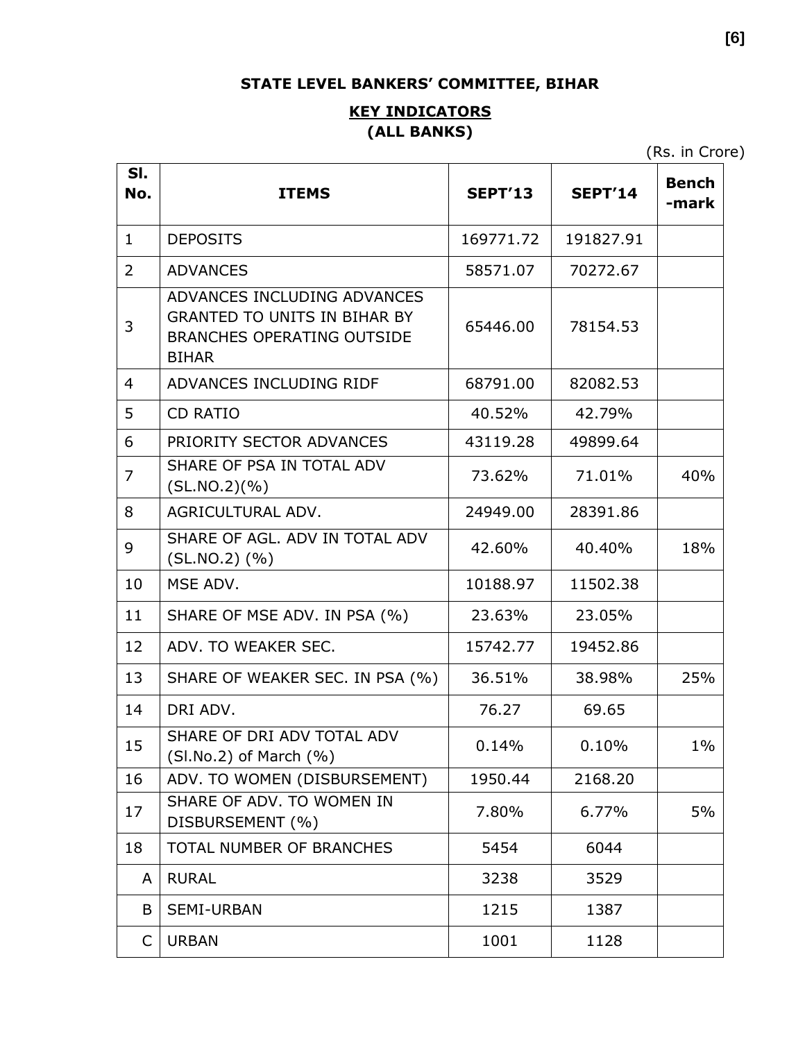## STATE LEVEL BANKERS' COMMITTEE, BIHAR

### KEY INDICATORS
### (ALL BANKS)

(Rs. in Crore)

| Sl. No. | ITEMS | SEPT'13 | SEPT'14 | Bench -mark |
|---|---|---|---|---|
| 1 | DEPOSITS | 169771.72 | 191827.91 | |
| 2 | ADVANCES | 58571.07 | 70272.67 | |
| 3 | ADVANCES INCLUDING ADVANCES GRANTED TO UNITS IN BIHAR BY BRANCHES OPERATING OUTSIDE BIHAR | 65446.00 | 78154.53 | |
| 4 | ADVANCES INCLUDING RIDF | 68791.00 | 82082.53 | |
| 5 | CD RATIO | 40.52% | 42.79% | |
| 6 | PRIORITY SECTOR ADVANCES | 43119.28 | 49899.64 | |
| 7 | SHARE OF PSA IN TOTAL ADV (SL.NO.2)(%) | 73.62% | 71.01% | 40% |
| 8 | AGRICULTURAL ADV. | 24949.00 | 28391.86 | |
| 9 | SHARE OF AGL. ADV IN TOTAL ADV (SL.NO.2) (%) | 42.60% | 40.40% | 18% |
| 10 | MSE ADV. | 10188.97 | 11502.38 | |
| 11 | SHARE OF MSE ADV. IN PSA (%) | 23.63% | 23.05% | |
| 12 | ADV. TO WEAKER SEC. | 15742.77 | 19452.86 | |
| 13 | SHARE OF WEAKER SEC. IN PSA (%) | 36.51% | 38.98% | 25% |
| 14 | DRI ADV. | 76.27 | 69.65 | |
| 15 | SHARE OF DRI ADV TOTAL ADV (Sl.No.2) of March (%) | 0.14% | 0.10% | 1% |
| 16 | ADV. TO WOMEN (DISBURSEMENT) | 1950.44 | 2168.20 | |
| 17 | SHARE OF ADV. TO WOMEN IN DISBURSEMENT (%) | 7.80% | 6.77% | 5% |
| 18 | TOTAL NUMBER OF BRANCHES | 5454 | 6044 | |
| A | RURAL | 3238 | 3529 | |
| B | SEMI-URBAN | 1215 | 1387 | |
| C | URBAN | 1001 | 1128 | |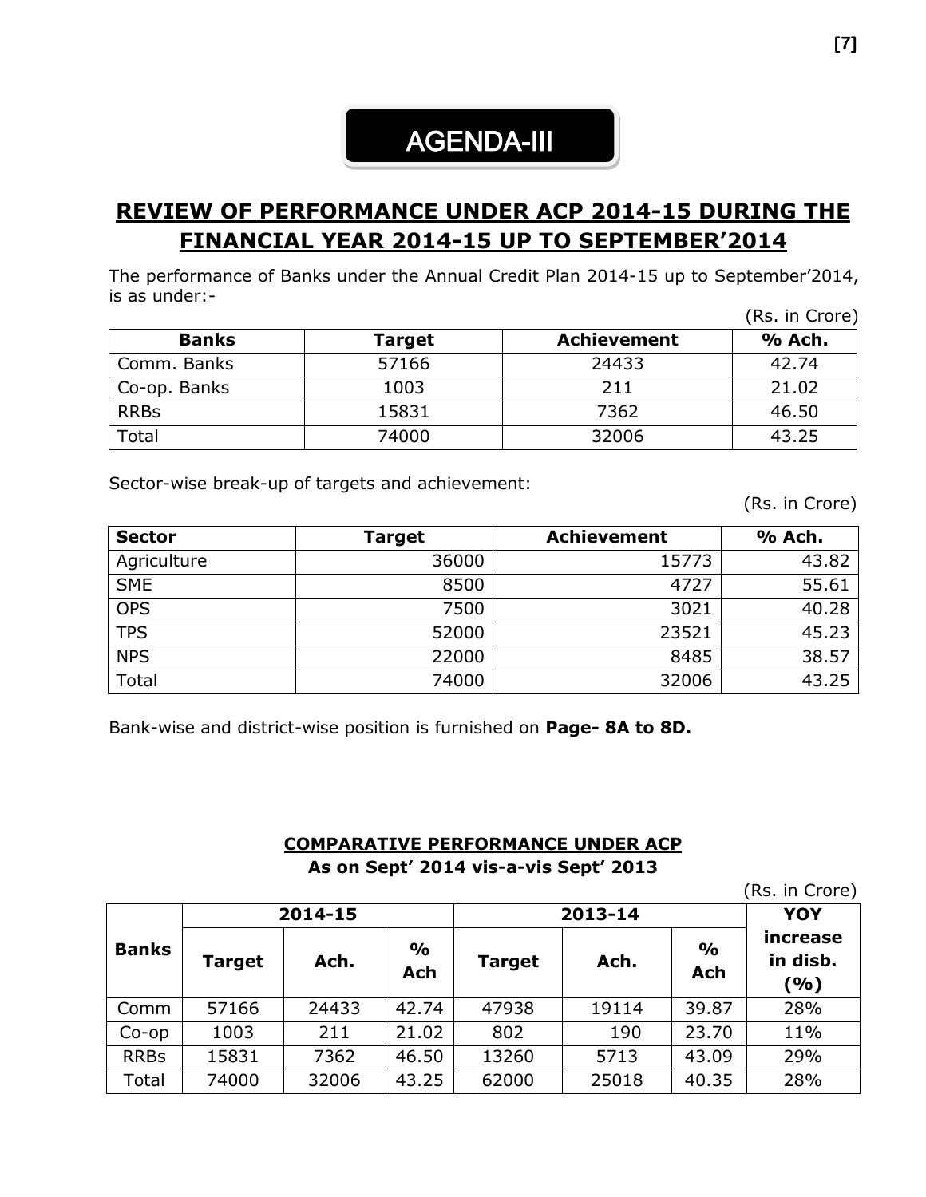# AGENDA-III

## REVIEW OF PERFORMANCE UNDER ACP 2014-15 DURING THE FINANCIAL YEAR 2014-15 UP TO SEPTEMBER'2014

The performance of Banks under the Annual Credit Plan 2014-15 up to September'2014, is as under:-

(Rs. in Crore)

| Banks | Target | Achievement | % Ach. |
|---|---|---|---|
| Comm. Banks | 57166 | 24433 | 42.74 |
| Co-op. Banks | 1003 | 211 | 21.02 |
| RRBs | 15831 | 7362 | 46.50 |
| Total | 74000 | 32006 | 43.25 |

Sector-wise break-up of targets and achievement:

(Rs. in Crore)

| Sector | Target | Achievement | % Ach. |
|---|---|---|---|
| Agriculture | 36000 | 15773 | 43.82 |
| SME | 8500 | 4727 | 55.61 |
| OPS | 7500 | 3021 | 40.28 |
| TPS | 52000 | 23521 | 45.23 |
| NPS | 22000 | 8485 | 38.57 |
| Total | 74000 | 32006 | 43.25 |

Bank-wise and district-wise position is furnished on **Page- 8A to 8D.**

### COMPARATIVE PERFORMANCE UNDER ACP
**As on Sept' 2014 vis-a-vis Sept' 2013**

(Rs. in Crore)

| Banks | 2014-15 | | | 2013-14 | | | YOY increase in disb. (%) |
|---|---|---|---|---|---|---|---|
| | Target | Ach. | % Ach | Target | Ach. | % Ach | |
| Comm | 57166 | 24433 | 42.74 | 47938 | 19114 | 39.87 | 28% |
| Co-op | 1003 | 211 | 21.02 | 802 | 190 | 23.70 | 11% |
| RRBs | 15831 | 7362 | 46.50 | 13260 | 5713 | 43.09 | 29% |
| Total | 74000 | 32006 | 43.25 | 62000 | 25018 | 40.35 | 28% |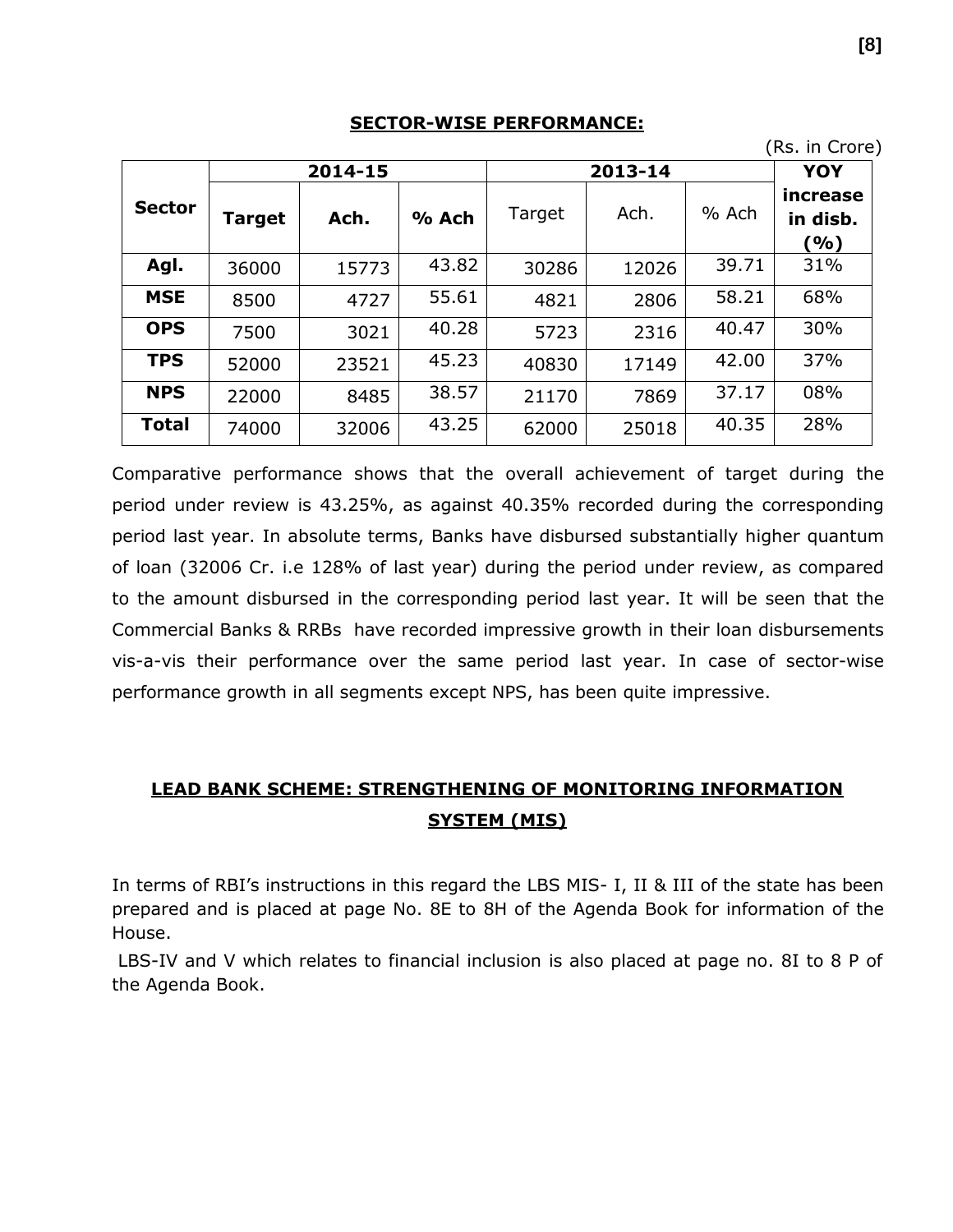## SECTOR-WISE PERFORMANCE:

(Rs. in Crore)

| Sector | 2014-15 | | | 2013-14 | | | YOY increase in disb. (%) |
|---|---|---|---|---|---|---|---|
| | **Target** | **Ach.** | **% Ach** | Target | Ach. | % Ach | |
| **Agl.** | 36000 | 15773 | 43.82 | 30286 | 12026 | 39.71 | 31% |
| **MSE** | 8500 | 4727 | 55.61 | 4821 | 2806 | 58.21 | 68% |
| **OPS** | 7500 | 3021 | 40.28 | 5723 | 2316 | 40.47 | 30% |
| **TPS** | 52000 | 23521 | 45.23 | 40830 | 17149 | 42.00 | 37% |
| **NPS** | 22000 | 8485 | 38.57 | 21170 | 7869 | 37.17 | 08% |
| **Total** | 74000 | 32006 | 43.25 | 62000 | 25018 | 40.35 | 28% |

Comparative performance shows that the overall achievement of target during the period under review is 43.25%, as against 40.35% recorded during the corresponding period last year. In absolute terms, Banks have disbursed substantially higher quantum of loan (32006 Cr. i.e 128% of last year) during the period under review, as compared to the amount disbursed in the corresponding period last year. It will be seen that the Commercial Banks & RRBs have recorded impressive growth in their loan disbursements vis-a-vis their performance over the same period last year. In case of sector-wise performance growth in all segments except NPS, has been quite impressive.

## LEAD BANK SCHEME: STRENGTHENING OF MONITORING INFORMATION SYSTEM (MIS)

In terms of RBI's instructions in this regard the LBS MIS- I, II & III of the state has been prepared and is placed at page No. 8E to 8H of the Agenda Book for information of the House.

LBS-IV and V which relates to financial inclusion is also placed at page no. 8I to 8 P of the Agenda Book.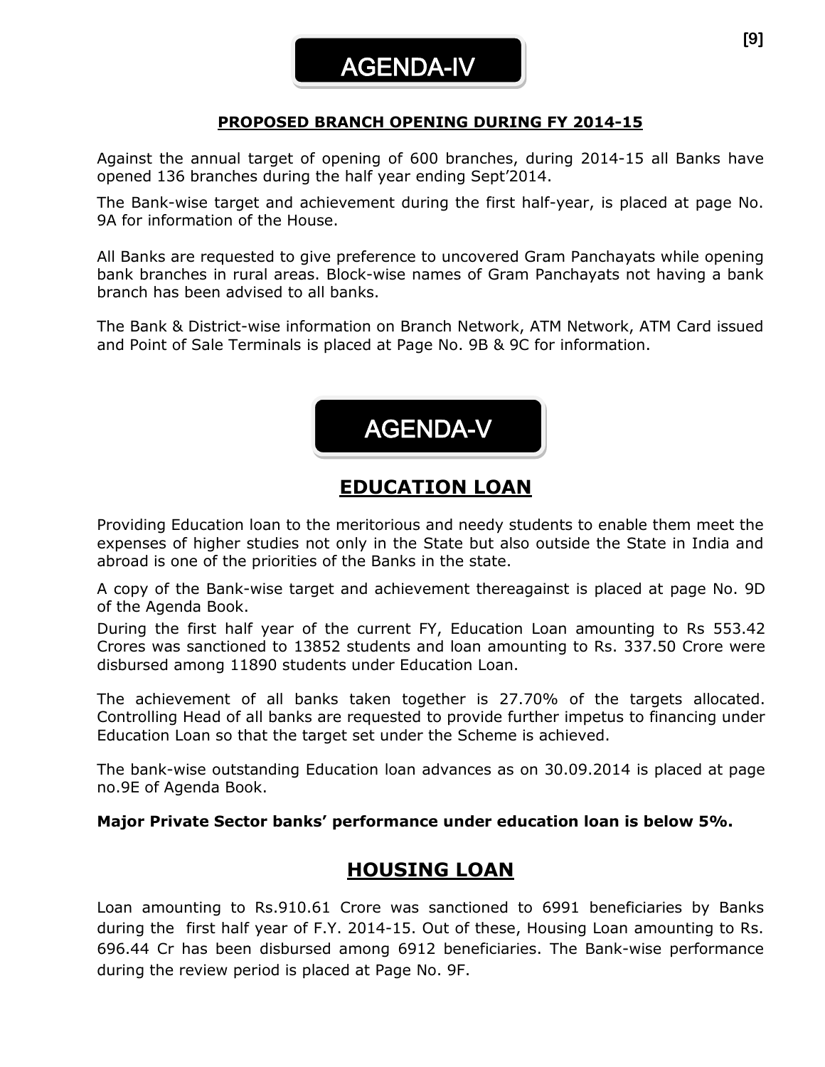# AGENDA-IV

## PROPOSED BRANCH OPENING DURING FY 2014-15

Against the annual target of opening of 600 branches, during 2014-15 all Banks have opened 136 branches during the half year ending Sept'2014.

The Bank-wise target and achievement during the first half-year, is placed at page No. 9A for information of the House.

All Banks are requested to give preference to uncovered Gram Panchayats while opening bank branches in rural areas. Block-wise names of Gram Panchayats not having a bank branch has been advised to all banks.

The Bank & District-wise information on Branch Network, ATM Network, ATM Card issued and Point of Sale Terminals is placed at Page No. 9B & 9C for information.

# AGENDA-V

## EDUCATION LOAN

Providing Education loan to the meritorious and needy students to enable them meet the expenses of higher studies not only in the State but also outside the State in India and abroad is one of the priorities of the Banks in the state.

A copy of the Bank-wise target and achievement thereagainst is placed at page No. 9D of the Agenda Book.

During the first half year of the current FY, Education Loan amounting to Rs 553.42 Crores was sanctioned to 13852 students and loan amounting to Rs. 337.50 Crore were disbursed among 11890 students under Education Loan.

The achievement of all banks taken together is 27.70% of the targets allocated. Controlling Head of all banks are requested to provide further impetus to financing under Education Loan so that the target set under the Scheme is achieved.

The bank-wise outstanding Education loan advances as on 30.09.2014 is placed at page no.9E of Agenda Book.

**Major Private Sector banks' performance under education loan is below 5%.**

## HOUSING LOAN

Loan amounting to Rs.910.61 Crore was sanctioned to 6991 beneficiaries by Banks during the first half year of F.Y. 2014-15. Out of these, Housing Loan amounting to Rs. 696.44 Cr has been disbursed among 6912 beneficiaries. The Bank-wise performance during the review period is placed at Page No. 9F.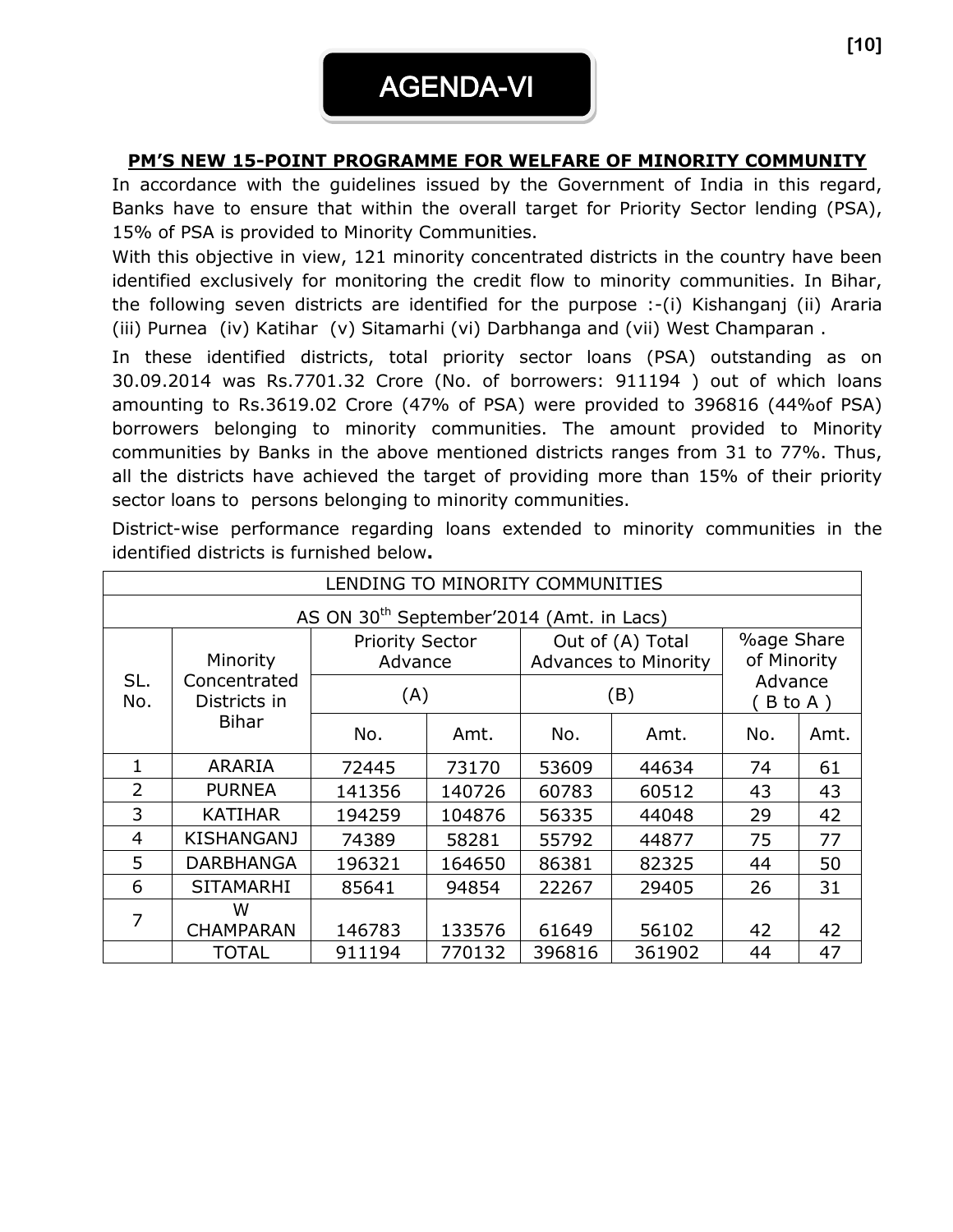# AGENDA-VI

## PM'S NEW 15-POINT PROGRAMME FOR WELFARE OF MINORITY COMMUNITY

In accordance with the guidelines issued by the Government of India in this regard, Banks have to ensure that within the overall target for Priority Sector lending (PSA), 15% of PSA is provided to Minority Communities.

With this objective in view, 121 minority concentrated districts in the country have been identified exclusively for monitoring the credit flow to minority communities. In Bihar, the following seven districts are identified for the purpose :-(i) Kishanganj (ii) Araria (iii) Purnea (iv) Katihar (v) Sitamarhi (vi) Darbhanga and (vii) West Champaran .

In these identified districts, total priority sector loans (PSA) outstanding as on 30.09.2014 was Rs.7701.32 Crore (No. of borrowers: 911194 ) out of which loans amounting to Rs.3619.02 Crore (47% of PSA) were provided to 396816 (44%of PSA) borrowers belonging to minority communities. The amount provided to Minority communities by Banks in the above mentioned districts ranges from 31 to 77%. Thus, all the districts have achieved the target of providing more than 15% of their priority sector loans to persons belonging to minority communities.

District-wise performance regarding loans extended to minority communities in the identified districts is furnished below**.**

LENDING TO MINORITY COMMUNITIES

AS ON 30th September'2014 (Amt. in Lacs)

| SL. No. | Minority Concentrated Districts in Bihar | Priority Sector Advance (A) | | Out of (A) Total Advances to Minority (B) | | %age Share of Minority Advance ( B to A ) | |
|---|---|---|---|---|---|---|---|
| | | No. | Amt. | No. | Amt. | No. | Amt. |
| 1 | ARARIA | 72445 | 73170 | 53609 | 44634 | 74 | 61 |
| 2 | PURNEA | 141356 | 140726 | 60783 | 60512 | 43 | 43 |
| 3 | KATIHAR | 194259 | 104876 | 56335 | 44048 | 29 | 42 |
| 4 | KISHANGANJ | 74389 | 58281 | 55792 | 44877 | 75 | 77 |
| 5 | DARBHANGA | 196321 | 164650 | 86381 | 82325 | 44 | 50 |
| 6 | SITAMARHI | 85641 | 94854 | 22267 | 29405 | 26 | 31 |
| 7 | W CHAMPARAN | 146783 | 133576 | 61649 | 56102 | 42 | 42 |
| | TOTAL | 911194 | 770132 | 396816 | 361902 | 44 | 47 |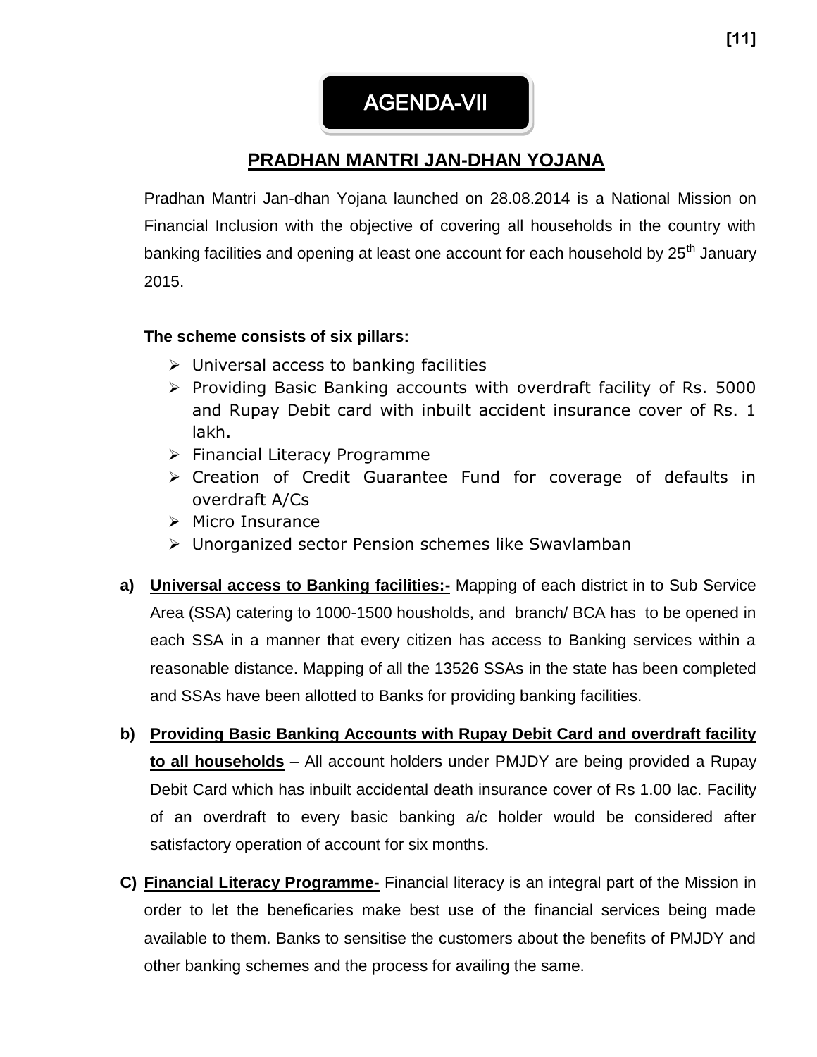# AGENDA-VII

## PRADHAN MANTRI JAN-DHAN YOJANA

Pradhan Mantri Jan-dhan Yojana launched on 28.08.2014 is a National Mission on Financial Inclusion with the objective of covering all households in the country with banking facilities and opening at least one account for each household by 25th January 2015.

**The scheme consists of six pillars:**

- Universal access to banking facilities
- Providing Basic Banking accounts with overdraft facility of Rs. 5000 and Rupay Debit card with inbuilt accident insurance cover of Rs. 1 lakh.
- Financial Literacy Programme
- Creation of Credit Guarantee Fund for coverage of defaults in overdraft A/Cs
- Micro Insurance
- Unorganized sector Pension schemes like Swavlamban

a) **Universal access to Banking facilities:-** Mapping of each district in to Sub Service Area (SSA) catering to 1000-1500 housholds, and branch/ BCA has to be opened in each SSA in a manner that every citizen has access to Banking services within a reasonable distance. Mapping of all the 13526 SSAs in the state has been completed and SSAs have been allotted to Banks for providing banking facilities.

b) **Providing Basic Banking Accounts with Rupay Debit Card and overdraft facility to all households** – All account holders under PMJDY are being provided a Rupay Debit Card which has inbuilt accidental death insurance cover of Rs 1.00 lac. Facility of an overdraft to every basic banking a/c holder would be considered after satisfactory operation of account for six months.

C) **Financial Literacy Programme-** Financial literacy is an integral part of the Mission in order to let the beneficaries make best use of the financial services being made available to them. Banks to sensitise the customers about the benefits of PMJDY and other banking schemes and the process for availing the same.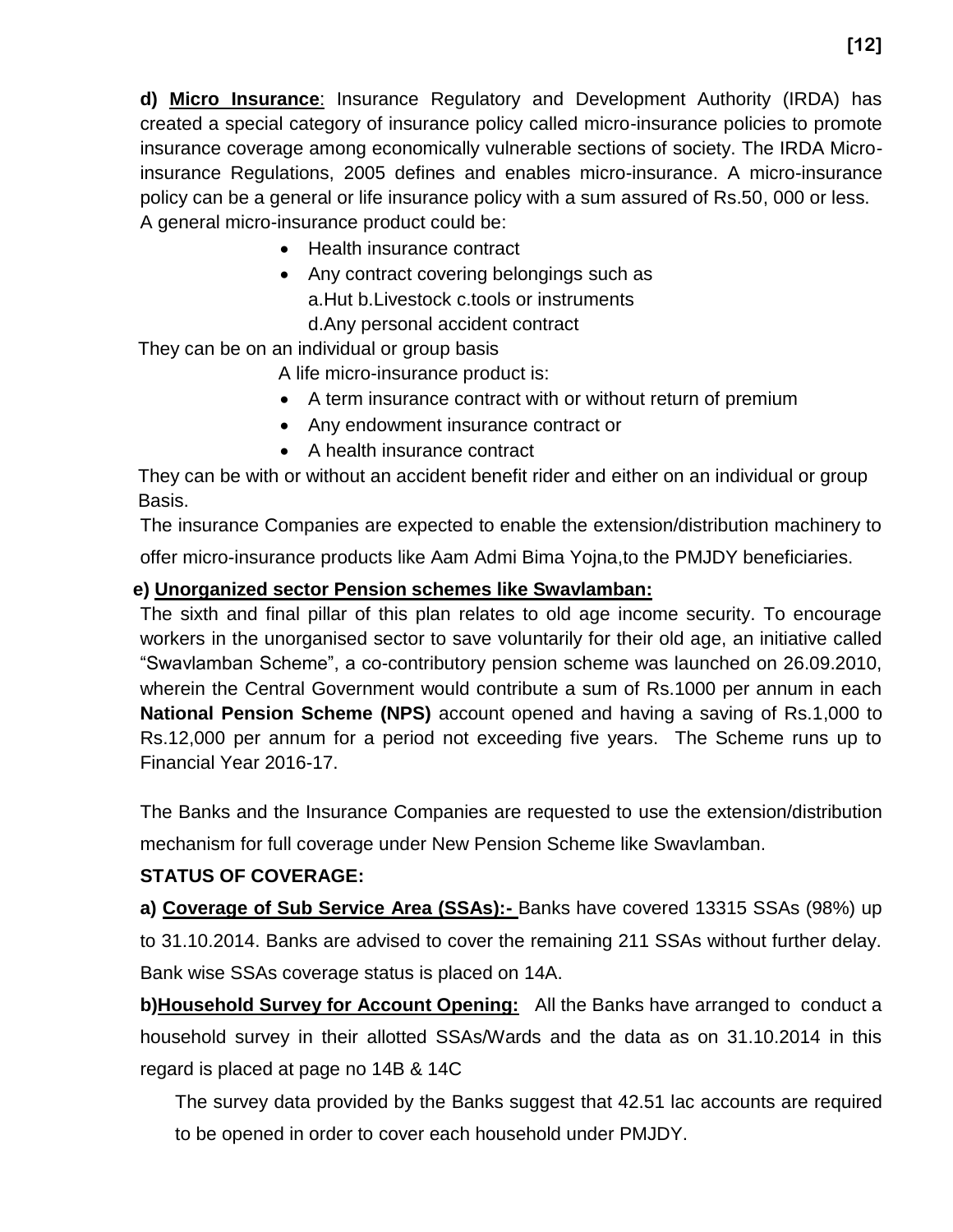**d) <u>Micro Insurance</u>**: Insurance Regulatory and Development Authority (IRDA) has created a special category of insurance policy called micro-insurance policies to promote insurance coverage among economically vulnerable sections of society. The IRDA Micro-insurance Regulations, 2005 defines and enables micro-insurance. A micro-insurance policy can be a general or life insurance policy with a sum assured of Rs.50, 000 or less.

A general micro-insurance product could be:

- Health insurance contract
- Any contract covering belongings such as
  a.Hut b.Livestock c.tools or instruments
  d.Any personal accident contract

They can be on an individual or group basis

A life micro-insurance product is:

- A term insurance contract with or without return of premium
- Any endowment insurance contract or
- A health insurance contract

They can be with or without an accident benefit rider and either on an individual or group Basis.

The insurance Companies are expected to enable the extension/distribution machinery to offer micro-insurance products like Aam Admi Bima Yojna,to the PMJDY beneficiaries.

**e) <u>Unorganized sector Pension schemes like Swavlamban:</u>**

The sixth and final pillar of this plan relates to old age income security. To encourage workers in the unorganised sector to save voluntarily for their old age, an initiative called "Swavlamban Scheme", a co-contributory pension scheme was launched on 26.09.2010, wherein the Central Government would contribute a sum of Rs.1000 per annum in each **National Pension Scheme (NPS)** account opened and having a saving of Rs.1,000 to Rs.12,000 per annum for a period not exceeding five years. The Scheme runs up to Financial Year 2016-17.

The Banks and the Insurance Companies are requested to use the extension/distribution mechanism for full coverage under New Pension Scheme like Swavlamban.

**STATUS OF COVERAGE:**

**a) <u>Coverage of Sub Service Area (SSAs):-</u>** Banks have covered 13315 SSAs (98%) up to 31.10.2014. Banks are advised to cover the remaining 211 SSAs without further delay. Bank wise SSAs coverage status is placed on 14A.

**b)<u>Household Survey for Account Opening:</u>** All the Banks have arranged to conduct a household survey in their allotted SSAs/Wards and the data as on 31.10.2014 in this regard is placed at page no 14B & 14C

The survey data provided by the Banks suggest that 42.51 lac accounts are required to be opened in order to cover each household under PMJDY.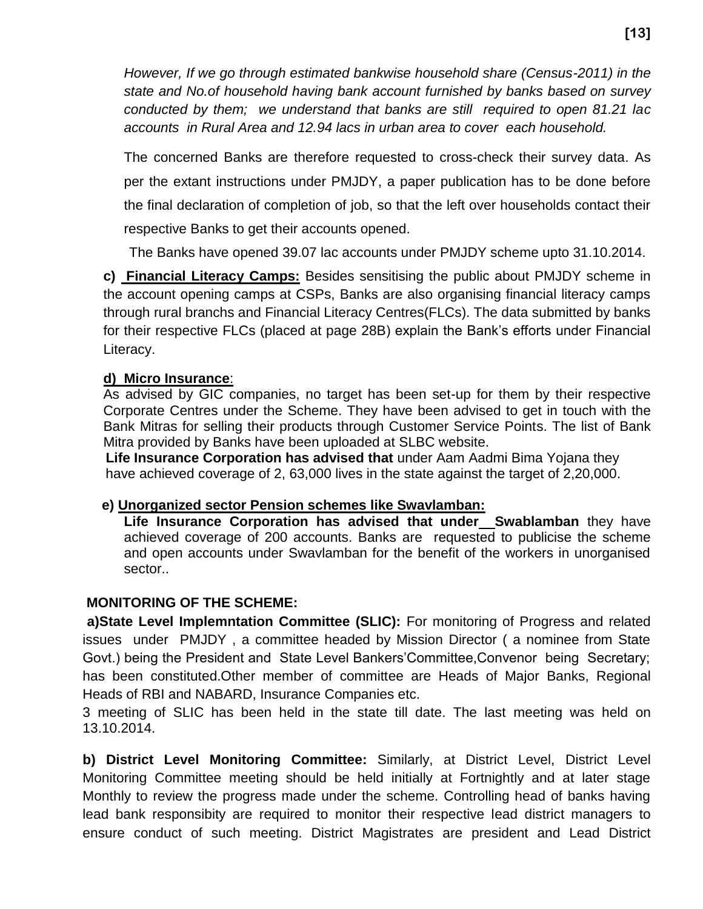*However, If we go through estimated bankwise household share (Census-2011) in the state and No.of household having bank account furnished by banks based on survey conducted by them; we understand that banks are still required to open 81.21 lac accounts in Rural Area and 12.94 lacs in urban area to cover each household.*

The concerned Banks are therefore requested to cross-check their survey data. As per the extant instructions under PMJDY, a paper publication has to be done before the final declaration of completion of job, so that the left over households contact their respective Banks to get their accounts opened.

The Banks have opened 39.07 lac accounts under PMJDY scheme upto 31.10.2014.

**c) Financial Literacy Camps:** Besides sensitising the public about PMJDY scheme in the account opening camps at CSPs, Banks are also organising financial literacy camps through rural branchs and Financial Literacy Centres(FLCs). The data submitted by banks for their respective FLCs (placed at page 28B) explain the Bank's efforts under Financial Literacy.

**d) Micro Insurance**:

As advised by GIC companies, no target has been set-up for them by their respective Corporate Centres under the Scheme. They have been advised to get in touch with the Bank Mitras for selling their products through Customer Service Points. The list of Bank Mitra provided by Banks have been uploaded at SLBC website.

**Life Insurance Corporation has advised that** under Aam Aadmi Bima Yojana they have achieved coverage of 2, 63,000 lives in the state against the target of 2,20,000.

**e) Unorganized sector Pension schemes like Swavlamban:**

**Life Insurance Corporation has advised that under Swablamban** they have achieved coverage of 200 accounts. Banks are requested to publicise the scheme and open accounts under Swavlamban for the benefit of the workers in unorganised sector..

**MONITORING OF THE SCHEME:**

**a)State Level Implemntation Committee (SLIC):** For monitoring of Progress and related issues under PMJDY , a committee headed by Mission Director ( a nominee from State Govt.) being the President and State Level Bankers'Committee,Convenor being Secretary; has been constituted.Other member of committee are Heads of Major Banks, Regional Heads of RBI and NABARD, Insurance Companies etc.

3 meeting of SLIC has been held in the state till date. The last meeting was held on 13.10.2014.

**b) District Level Monitoring Committee:** Similarly, at District Level, District Level Monitoring Committee meeting should be held initially at Fortnightly and at later stage Monthly to review the progress made under the scheme. Controlling head of banks having lead bank responsibity are required to monitor their respective lead district managers to ensure conduct of such meeting. District Magistrates are president and Lead District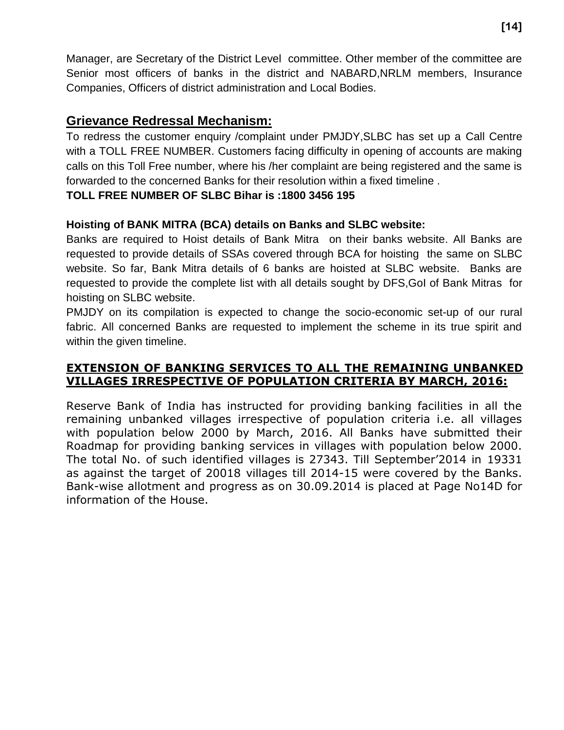Manager, are Secretary of the District Level committee. Other member of the committee are Senior most officers of banks in the district and NABARD,NRLM members, Insurance Companies, Officers of district administration and Local Bodies.

## Grievance Redressal Mechanism:

To redress the customer enquiry /complaint under PMJDY,SLBC has set up a Call Centre with a TOLL FREE NUMBER. Customers facing difficulty in opening of accounts are making calls on this Toll Free number, where his /her complaint are being registered and the same is forwarded to the concerned Banks for their resolution within a fixed timeline .

**TOLL FREE NUMBER OF SLBC Bihar is :1800 3456 195**

### Hoisting of BANK MITRA (BCA) details on Banks and SLBC website:

Banks are required to Hoist details of Bank Mitra on their banks website. All Banks are requested to provide details of SSAs covered through BCA for hoisting the same on SLBC website. So far, Bank Mitra details of 6 banks are hoisted at SLBC website. Banks are requested to provide the complete list with all details sought by DFS,GoI of Bank Mitras for hoisting on SLBC website.

PMJDY on its compilation is expected to change the socio-economic set-up of our rural fabric. All concerned Banks are requested to implement the scheme in its true spirit and within the given timeline.

## EXTENSION OF BANKING SERVICES TO ALL THE REMAINING UNBANKED VILLAGES IRRESPECTIVE OF POPULATION CRITERIA BY MARCH, 2016:

Reserve Bank of India has instructed for providing banking facilities in all the remaining unbanked villages irrespective of population criteria i.e. all villages with population below 2000 by March, 2016. All Banks have submitted their Roadmap for providing banking services in villages with population below 2000. The total No. of such identified villages is 27343. Till September'2014 in 19331 as against the target of 20018 villages till 2014-15 were covered by the Banks. Bank-wise allotment and progress as on 30.09.2014 is placed at Page No14D for information of the House.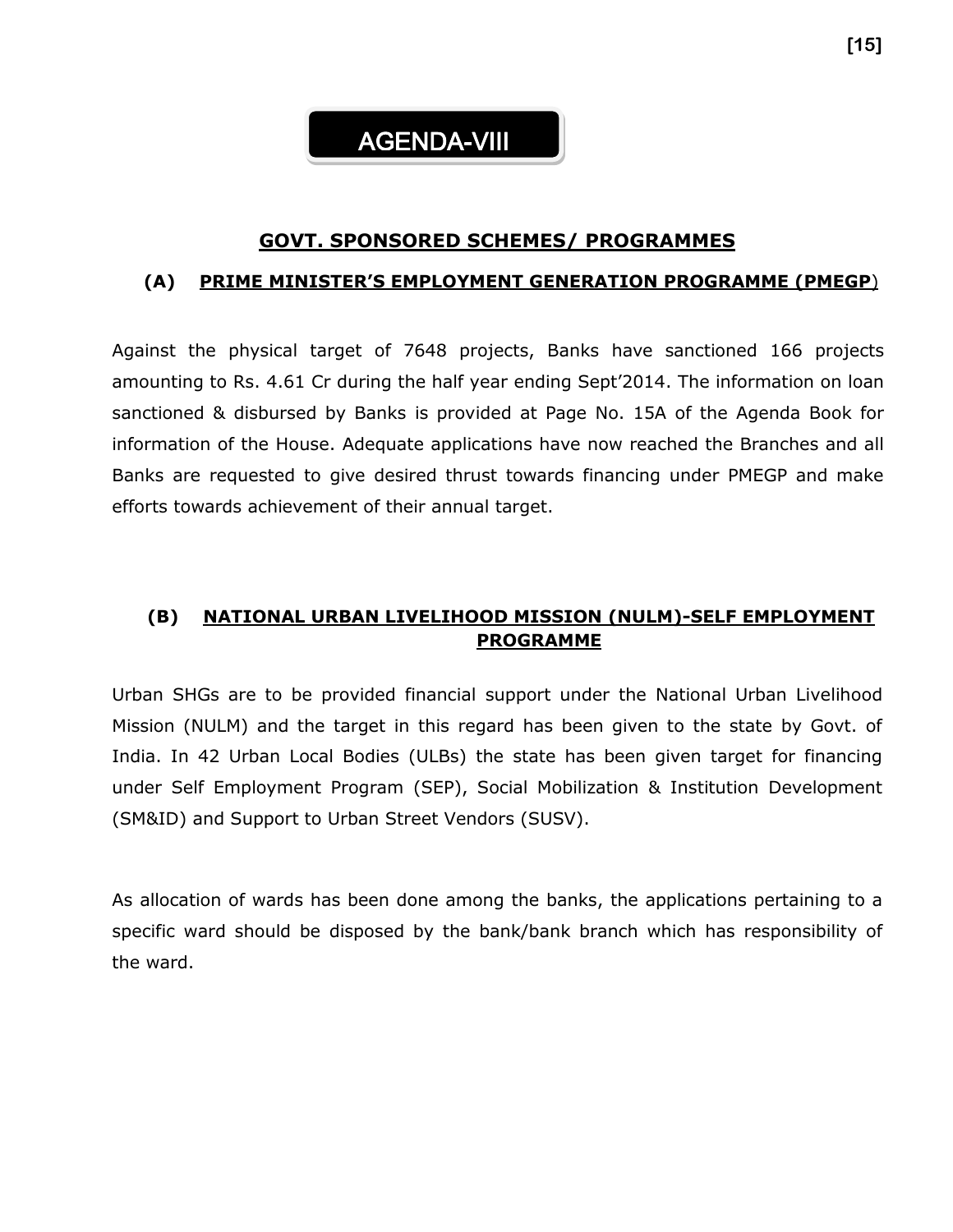# AGENDA-VIII

## GOVT. SPONSORED SCHEMES/ PROGRAMMES

### (A) PRIME MINISTER'S EMPLOYMENT GENERATION PROGRAMME (PMEGP)

Against the physical target of 7648 projects, Banks have sanctioned 166 projects amounting to Rs. 4.61 Cr during the half year ending Sept'2014. The information on loan sanctioned & disbursed by Banks is provided at Page No. 15A of the Agenda Book for information of the House. Adequate applications have now reached the Branches and all Banks are requested to give desired thrust towards financing under PMEGP and make efforts towards achievement of their annual target.

### (B) NATIONAL URBAN LIVELIHOOD MISSION (NULM)-SELF EMPLOYMENT PROGRAMME

Urban SHGs are to be provided financial support under the National Urban Livelihood Mission (NULM) and the target in this regard has been given to the state by Govt. of India. In 42 Urban Local Bodies (ULBs) the state has been given target for financing under Self Employment Program (SEP), Social Mobilization & Institution Development (SM&ID) and Support to Urban Street Vendors (SUSV).

As allocation of wards has been done among the banks, the applications pertaining to a specific ward should be disposed by the bank/bank branch which has responsibility of the ward.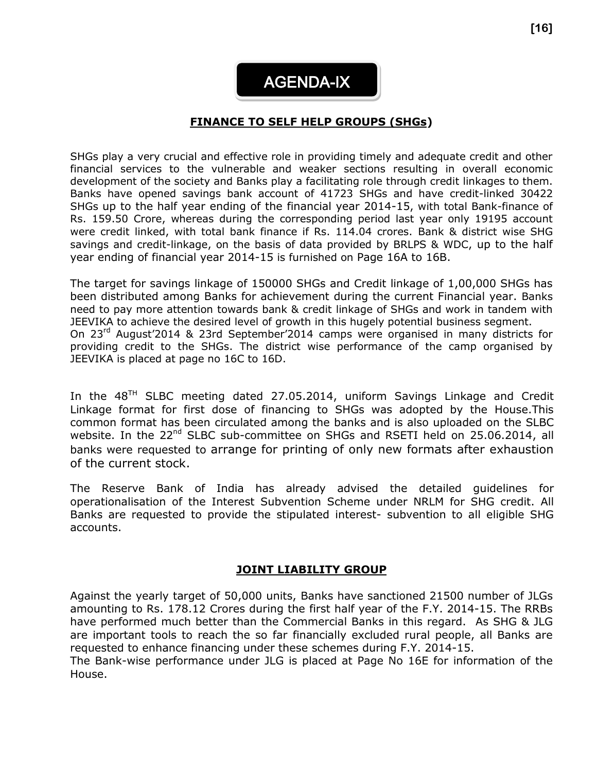# AGENDA-IX

## FINANCE TO SELF HELP GROUPS (SHGs)

SHGs play a very crucial and effective role in providing timely and adequate credit and other financial services to the vulnerable and weaker sections resulting in overall economic development of the society and Banks play a facilitating role through credit linkages to them. Banks have opened savings bank account of 41723 SHGs and have credit-linked 30422 SHGs up to the half year ending of the financial year 2014-15, with total Bank-finance of Rs. 159.50 Crore, whereas during the corresponding period last year only 19195 account were credit linked, with total bank finance if Rs. 114.04 crores. Bank & district wise SHG savings and credit-linkage, on the basis of data provided by BRLPS & WDC, up to the half year ending of financial year 2014-15 is furnished on Page 16A to 16B.

The target for savings linkage of 150000 SHGs and Credit linkage of 1,00,000 SHGs has been distributed among Banks for achievement during the current Financial year. Banks need to pay more attention towards bank & credit linkage of SHGs and work in tandem with JEEVIKA to achieve the desired level of growth in this hugely potential business segment.
On 23rd August'2014 & 23rd September'2014 camps were organised in many districts for providing credit to the SHGs. The district wise performance of the camp organised by JEEVIKA is placed at page no 16C to 16D.

In the 48TH SLBC meeting dated 27.05.2014, uniform Savings Linkage and Credit Linkage format for first dose of financing to SHGs was adopted by the House.This common format has been circulated among the banks and is also uploaded on the SLBC website. In the 22nd SLBC sub-committee on SHGs and RSETI held on 25.06.2014, all banks were requested to arrange for printing of only new formats after exhaustion of the current stock.

The Reserve Bank of India has already advised the detailed guidelines for operationalisation of the Interest Subvention Scheme under NRLM for SHG credit. All Banks are requested to provide the stipulated interest- subvention to all eligible SHG accounts.

## JOINT LIABILITY GROUP

Against the yearly target of 50,000 units, Banks have sanctioned 21500 number of JLGs amounting to Rs. 178.12 Crores during the first half year of the F.Y. 2014-15. The RRBs have performed much better than the Commercial Banks in this regard. As SHG & JLG are important tools to reach the so far financially excluded rural people, all Banks are requested to enhance financing under these schemes during F.Y. 2014-15.
The Bank-wise performance under JLG is placed at Page No 16E for information of the House.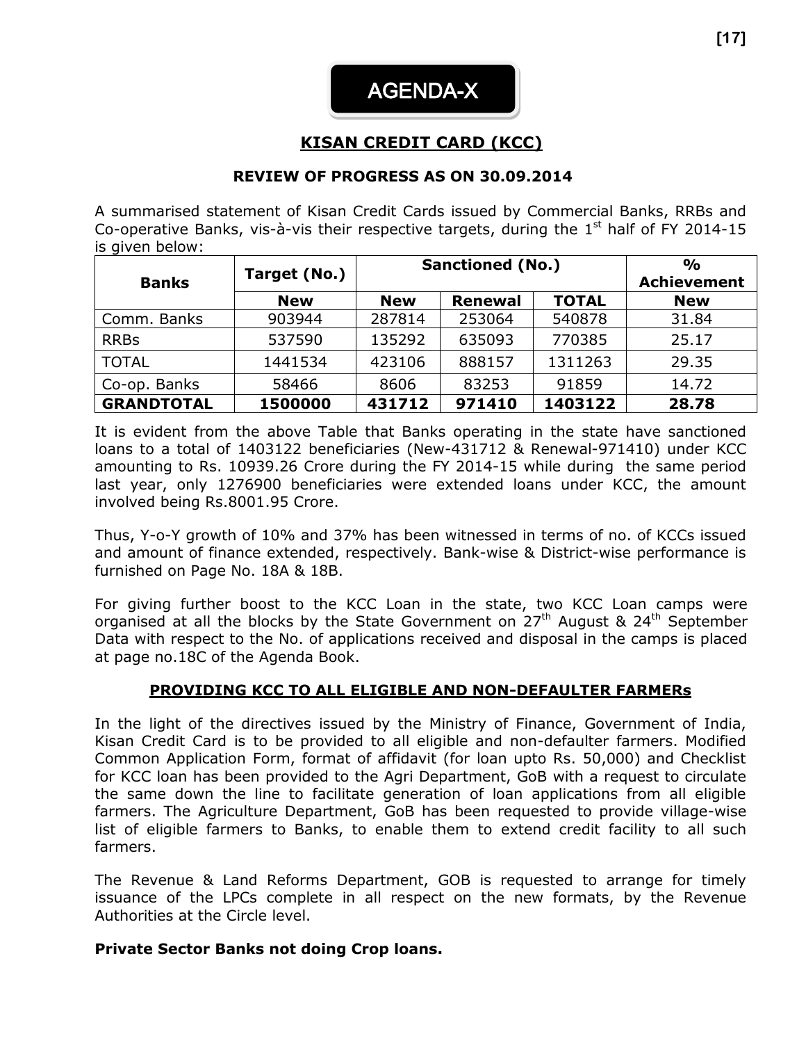# AGENDA-X

## KISAN CREDIT CARD (KCC)

### REVIEW OF PROGRESS AS ON 30.09.2014

A summarised statement of Kisan Credit Cards issued by Commercial Banks, RRBs and Co-operative Banks, vis-à-vis their respective targets, during the 1st half of FY 2014-15 is given below:

| Banks | Target (No.) | Sanctioned (No.) | | | % Achievement |
|---|---|---|---|---|---|
| | New | New | Renewal | TOTAL | New |
| Comm. Banks | 903944 | 287814 | 253064 | 540878 | 31.84 |
| RRBs | 537590 | 135292 | 635093 | 770385 | 25.17 |
| TOTAL | 1441534 | 423106 | 888157 | 1311263 | 29.35 |
| Co-op. Banks | 58466 | 8606 | 83253 | 91859 | 14.72 |
| **GRANDTOTAL** | **1500000** | **431712** | **971410** | **1403122** | **28.78** |

It is evident from the above Table that Banks operating in the state have sanctioned loans to a total of 1403122 beneficiaries (New-431712 & Renewal-971410) under KCC amounting to Rs. 10939.26 Crore during the FY 2014-15 while during the same period last year, only 1276900 beneficiaries were extended loans under KCC, the amount involved being Rs.8001.95 Crore.

Thus, Y-o-Y growth of 10% and 37% has been witnessed in terms of no. of KCCs issued and amount of finance extended, respectively. Bank-wise & District-wise performance is furnished on Page No. 18A & 18B.

For giving further boost to the KCC Loan in the state, two KCC Loan camps were organised at all the blocks by the State Government on 27th August & 24th September Data with respect to the No. of applications received and disposal in the camps is placed at page no.18C of the Agenda Book.

### PROVIDING KCC TO ALL ELIGIBLE AND NON-DEFAULTER FARMERs

In the light of the directives issued by the Ministry of Finance, Government of India, Kisan Credit Card is to be provided to all eligible and non-defaulter farmers. Modified Common Application Form, format of affidavit (for loan upto Rs. 50,000) and Checklist for KCC loan has been provided to the Agri Department, GoB with a request to circulate the same down the line to facilitate generation of loan applications from all eligible farmers. The Agriculture Department, GoB has been requested to provide village-wise list of eligible farmers to Banks, to enable them to extend credit facility to all such farmers.

The Revenue & Land Reforms Department, GOB is requested to arrange for timely issuance of the LPCs complete in all respect on the new formats, by the Revenue Authorities at the Circle level.

**Private Sector Banks not doing Crop loans.**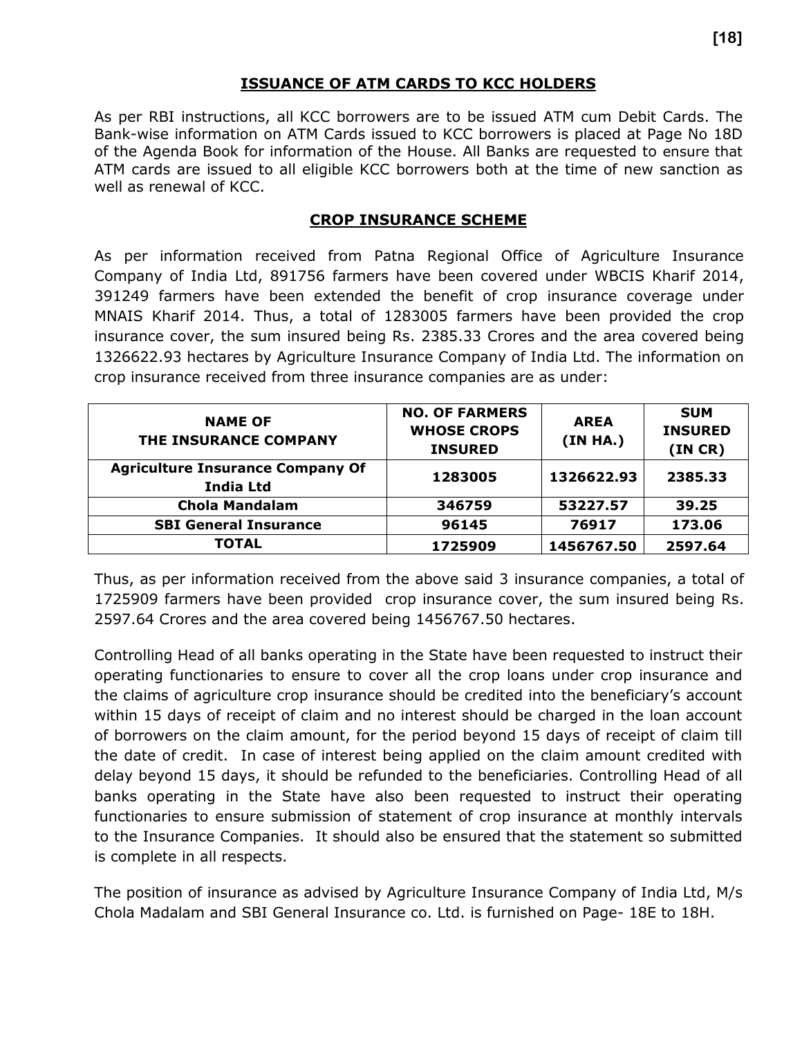## ISSUANCE OF ATM CARDS TO KCC HOLDERS

As per RBI instructions, all KCC borrowers are to be issued ATM cum Debit Cards. The Bank-wise information on ATM Cards issued to KCC borrowers is placed at Page No 18D of the Agenda Book for information of the House. All Banks are requested to ensure that ATM cards are issued to all eligible KCC borrowers both at the time of new sanction as well as renewal of KCC.

## CROP INSURANCE SCHEME

As per information received from Patna Regional Office of Agriculture Insurance Company of India Ltd, 891756 farmers have been covered under WBCIS Kharif 2014, 391249 farmers have been extended the benefit of crop insurance coverage under MNAIS Kharif 2014. Thus, a total of 1283005 farmers have been provided the crop insurance cover, the sum insured being Rs. 2385.33 Crores and the area covered being 1326622.93 hectares by Agriculture Insurance Company of India Ltd. The information on crop insurance received from three insurance companies are as under:

| NAME OF THE INSURANCE COMPANY | NO. OF FARMERS WHOSE CROPS INSURED | AREA (IN HA.) | SUM INSURED (IN CR) |
|---|---|---|---|
| **Agriculture Insurance Company Of India Ltd** | **1283005** | **1326622.93** | **2385.33** |
| **Chola Mandalam** | **346759** | **53227.57** | **39.25** |
| **SBI General Insurance** | **96145** | **76917** | **173.06** |
| **TOTAL** | **1725909** | **1456767.50** | **2597.64** |

Thus, as per information received from the above said 3 insurance companies, a total of 1725909 farmers have been provided crop insurance cover, the sum insured being Rs. 2597.64 Crores and the area covered being 1456767.50 hectares.

Controlling Head of all banks operating in the State have been requested to instruct their operating functionaries to ensure to cover all the crop loans under crop insurance and the claims of agriculture crop insurance should be credited into the beneficiary's account within 15 days of receipt of claim and no interest should be charged in the loan account of borrowers on the claim amount, for the period beyond 15 days of receipt of claim till the date of credit. In case of interest being applied on the claim amount credited with delay beyond 15 days, it should be refunded to the beneficiaries. Controlling Head of all banks operating in the State have also been requested to instruct their operating functionaries to ensure submission of statement of crop insurance at monthly intervals to the Insurance Companies. It should also be ensured that the statement so submitted is complete in all respects.

The position of insurance as advised by Agriculture Insurance Company of India Ltd, M/s Chola Madalam and SBI General Insurance co. Ltd. is furnished on Page- 18E to 18H.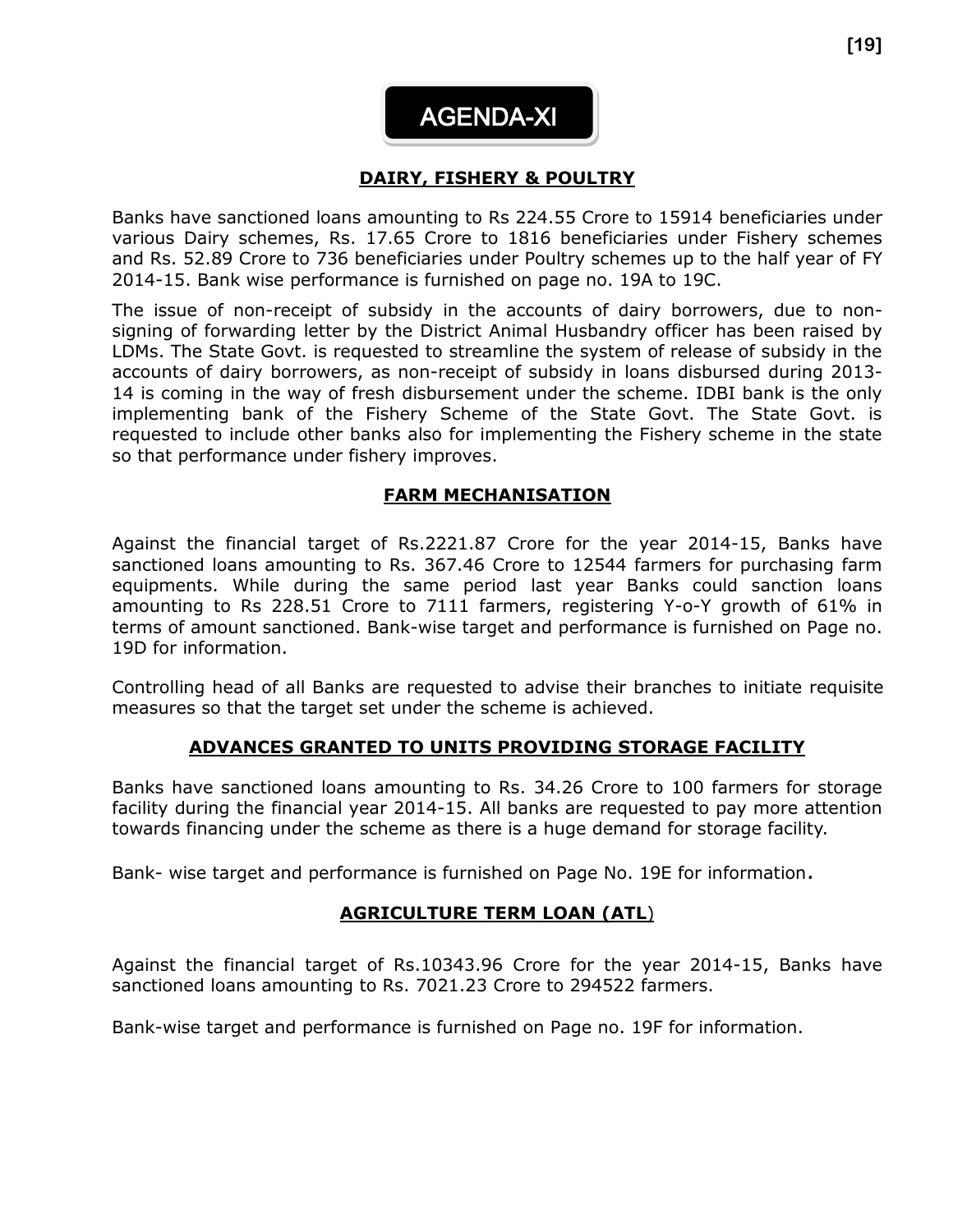# AGENDA-XI

## DAIRY, FISHERY & POULTRY

Banks have sanctioned loans amounting to Rs 224.55 Crore to 15914 beneficiaries under various Dairy schemes, Rs. 17.65 Crore to 1816 beneficiaries under Fishery schemes and Rs. 52.89 Crore to 736 beneficiaries under Poultry schemes up to the half year of FY 2014-15. Bank wise performance is furnished on page no. 19A to 19C.

The issue of non-receipt of subsidy in the accounts of dairy borrowers, due to non-signing of forwarding letter by the District Animal Husbandry officer has been raised by LDMs. The State Govt. is requested to streamline the system of release of subsidy in the accounts of dairy borrowers, as non-receipt of subsidy in loans disbursed during 2013-14 is coming in the way of fresh disbursement under the scheme. IDBI bank is the only implementing bank of the Fishery Scheme of the State Govt. The State Govt. is requested to include other banks also for implementing the Fishery scheme in the state so that performance under fishery improves.

## FARM MECHANISATION

Against the financial target of Rs.2221.87 Crore for the year 2014-15, Banks have sanctioned loans amounting to Rs. 367.46 Crore to 12544 farmers for purchasing farm equipments. While during the same period last year Banks could sanction loans amounting to Rs 228.51 Crore to 7111 farmers, registering Y-o-Y growth of 61% in terms of amount sanctioned. Bank-wise target and performance is furnished on Page no. 19D for information.

Controlling head of all Banks are requested to advise their branches to initiate requisite measures so that the target set under the scheme is achieved.

## ADVANCES GRANTED TO UNITS PROVIDING STORAGE FACILITY

Banks have sanctioned loans amounting to Rs. 34.26 Crore to 100 farmers for storage facility during the financial year 2014-15. All banks are requested to pay more attention towards financing under the scheme as there is a huge demand for storage facility.

Bank- wise target and performance is furnished on Page No. 19E for information.

## AGRICULTURE TERM LOAN (ATL)

Against the financial target of Rs.10343.96 Crore for the year 2014-15, Banks have sanctioned loans amounting to Rs. 7021.23 Crore to 294522 farmers.

Bank-wise target and performance is furnished on Page no. 19F for information.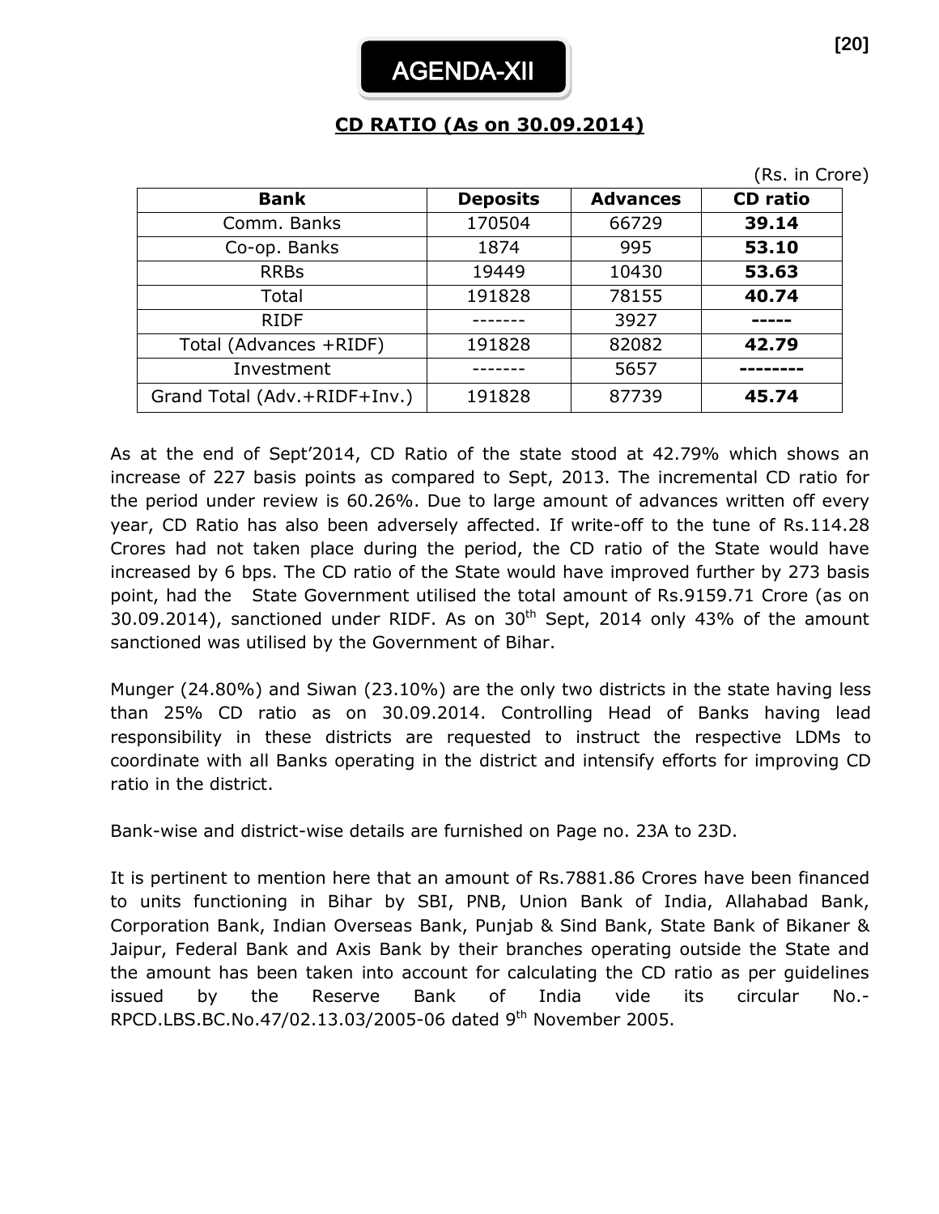# AGENDA-XII

## CD RATIO (As on 30.09.2014)

(Rs. in Crore)

| Bank | Deposits | Advances | CD ratio |
|---|---|---|---|
| Comm. Banks | 170504 | 66729 | **39.14** |
| Co-op. Banks | 1874 | 995 | **53.10** |
| RRBs | 19449 | 10430 | **53.63** |
| Total | 191828 | 78155 | **40.74** |
| RIDF | ------- | 3927 | **-----** |
| Total (Advances +RIDF) | 191828 | 82082 | **42.79** |
| Investment | ------- | 5657 | **--------** |
| Grand Total (Adv.+RIDF+Inv.) | 191828 | 87739 | **45.74** |

As at the end of Sept'2014, CD Ratio of the state stood at 42.79% which shows an increase of 227 basis points as compared to Sept, 2013. The incremental CD ratio for the period under review is 60.26%. Due to large amount of advances written off every year, CD Ratio has also been adversely affected. If write-off to the tune of Rs.114.28 Crores had not taken place during the period, the CD ratio of the State would have increased by 6 bps. The CD ratio of the State would have improved further by 273 basis point, had the State Government utilised the total amount of Rs.9159.71 Crore (as on 30.09.2014), sanctioned under RIDF. As on 30th Sept, 2014 only 43% of the amount sanctioned was utilised by the Government of Bihar.

Munger (24.80%) and Siwan (23.10%) are the only two districts in the state having less than 25% CD ratio as on 30.09.2014. Controlling Head of Banks having lead responsibility in these districts are requested to instruct the respective LDMs to coordinate with all Banks operating in the district and intensify efforts for improving CD ratio in the district.

Bank-wise and district-wise details are furnished on Page no. 23A to 23D.

It is pertinent to mention here that an amount of Rs.7881.86 Crores have been financed to units functioning in Bihar by SBI, PNB, Union Bank of India, Allahabad Bank, Corporation Bank, Indian Overseas Bank, Punjab & Sind Bank, State Bank of Bikaner & Jaipur, Federal Bank and Axis Bank by their branches operating outside the State and the amount has been taken into account for calculating the CD ratio as per guidelines issued by the Reserve Bank of India vide its circular No.-RPCD.LBS.BC.No.47/02.13.03/2005-06 dated 9th November 2005.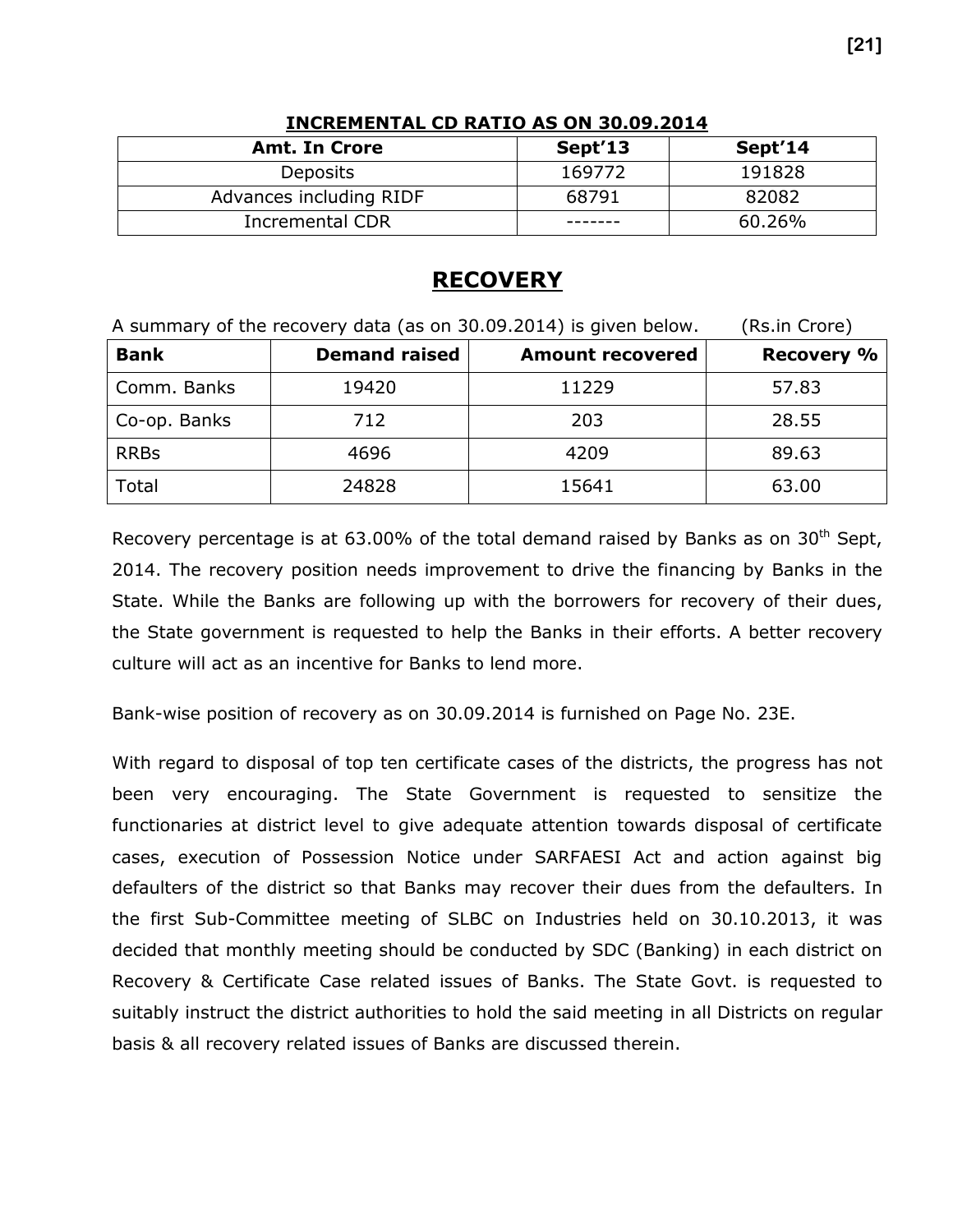**INCREMENTAL CD RATIO AS ON 30.09.2014**

| Amt. In Crore | Sept'13 | Sept'14 |
|---|---|---|
| Deposits | 169772 | 191828 |
| Advances including RIDF | 68791 | 82082 |
| Incremental CDR | ------- | 60.26% |

# RECOVERY

A summary of the recovery data (as on 30.09.2014) is given below. (Rs.in Crore)

| Bank | Demand raised | Amount recovered | Recovery % |
|---|---|---|---|
| Comm. Banks | 19420 | 11229 | 57.83 |
| Co-op. Banks | 712 | 203 | 28.55 |
| RRBs | 4696 | 4209 | 89.63 |
| Total | 24828 | 15641 | 63.00 |

Recovery percentage is at 63.00% of the total demand raised by Banks as on 30th Sept, 2014. The recovery position needs improvement to drive the financing by Banks in the State. While the Banks are following up with the borrowers for recovery of their dues, the State government is requested to help the Banks in their efforts. A better recovery culture will act as an incentive for Banks to lend more.

Bank-wise position of recovery as on 30.09.2014 is furnished on Page No. 23E.

With regard to disposal of top ten certificate cases of the districts, the progress has not been very encouraging. The State Government is requested to sensitize the functionaries at district level to give adequate attention towards disposal of certificate cases, execution of Possession Notice under SARFAESI Act and action against big defaulters of the district so that Banks may recover their dues from the defaulters. In the first Sub-Committee meeting of SLBC on Industries held on 30.10.2013, it was decided that monthly meeting should be conducted by SDC (Banking) in each district on Recovery & Certificate Case related issues of Banks. The State Govt. is requested to suitably instruct the district authorities to hold the said meeting in all Districts on regular basis & all recovery related issues of Banks are discussed therein.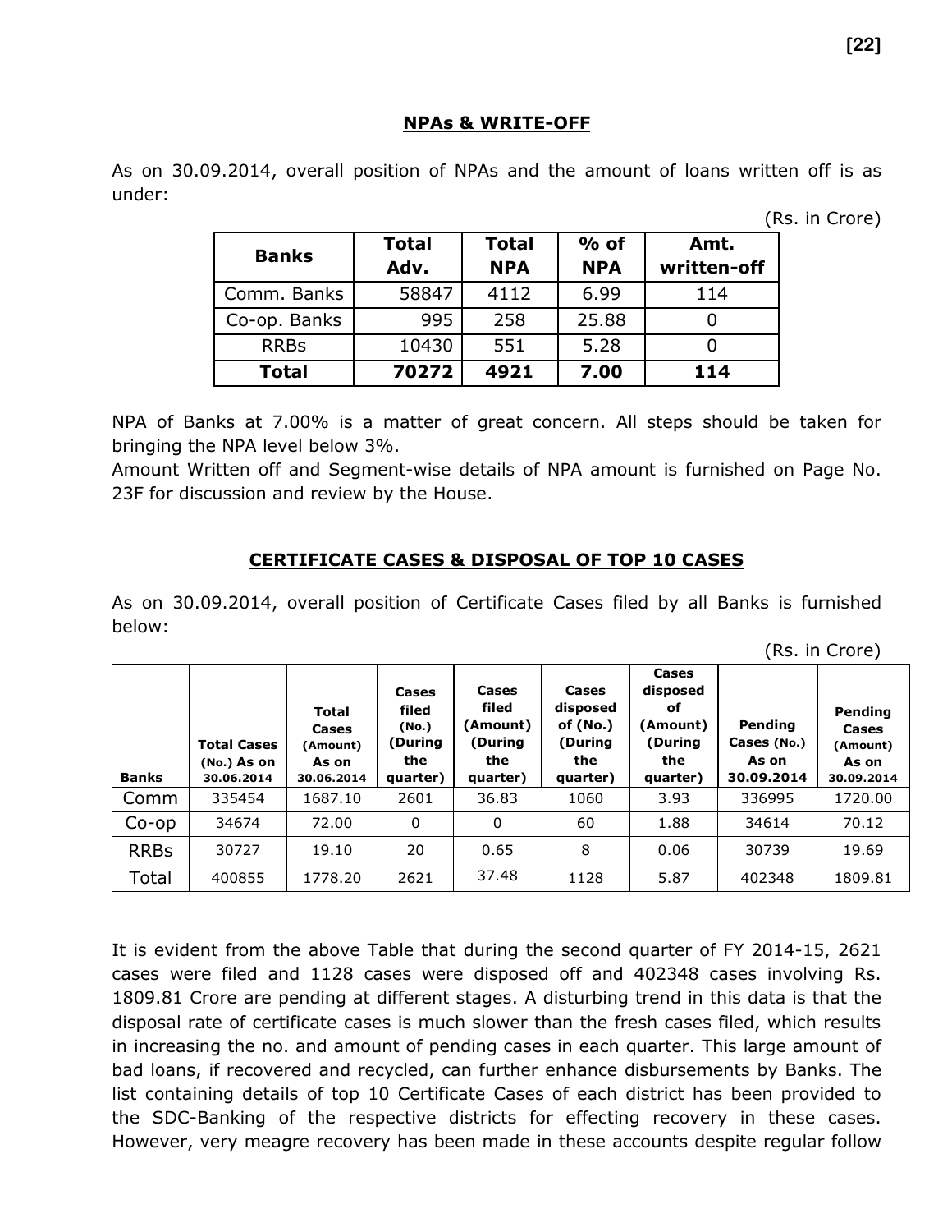## NPAs & WRITE-OFF

As on 30.09.2014, overall position of NPAs and the amount of loans written off is as under:

(Rs. in Crore)

| Banks | Total Adv. | Total NPA | % of NPA | Amt. written-off |
|---|---|---|---|---|
| Comm. Banks | 58847 | 4112 | 6.99 | 114 |
| Co-op. Banks | 995 | 258 | 25.88 | 0 |
| RRBs | 10430 | 551 | 5.28 | 0 |
| **Total** | **70272** | **4921** | **7.00** | **114** |

NPA of Banks at 7.00% is a matter of great concern. All steps should be taken for bringing the NPA level below 3%.

Amount Written off and Segment-wise details of NPA amount is furnished on Page No. 23F for discussion and review by the House.

## CERTIFICATE CASES & DISPOSAL OF TOP 10 CASES

As on 30.09.2014, overall position of Certificate Cases filed by all Banks is furnished below:

(Rs. in Crore)

| Banks | Total Cases (No.) As on 30.06.2014 | Total Cases (Amount) As on 30.06.2014 | Cases filed (No.) (During the quarter) | Cases filed (Amount) (During the quarter) | Cases disposed of (No.) (During the quarter) | Cases disposed of (Amount) (During the quarter) | Pending Cases (No.) As on 30.09.2014 | Pending Cases (Amount) As on 30.09.2014 |
|---|---|---|---|---|---|---|---|---|
| Comm | 335454 | 1687.10 | 2601 | 36.83 | 1060 | 3.93 | 336995 | 1720.00 |
| Co-op | 34674 | 72.00 | 0 | 0 | 60 | 1.88 | 34614 | 70.12 |
| RRBs | 30727 | 19.10 | 20 | 0.65 | 8 | 0.06 | 30739 | 19.69 |
| Total | 400855 | 1778.20 | 2621 | 37.48 | 1128 | 5.87 | 402348 | 1809.81 |

It is evident from the above Table that during the second quarter of FY 2014-15, 2621 cases were filed and 1128 cases were disposed off and 402348 cases involving Rs. 1809.81 Crore are pending at different stages. A disturbing trend in this data is that the disposal rate of certificate cases is much slower than the fresh cases filed, which results in increasing the no. and amount of pending cases in each quarter. This large amount of bad loans, if recovered and recycled, can further enhance disbursements by Banks. The list containing details of top 10 Certificate Cases of each district has been provided to the SDC-Banking of the respective districts for effecting recovery in these cases. However, very meagre recovery has been made in these accounts despite regular follow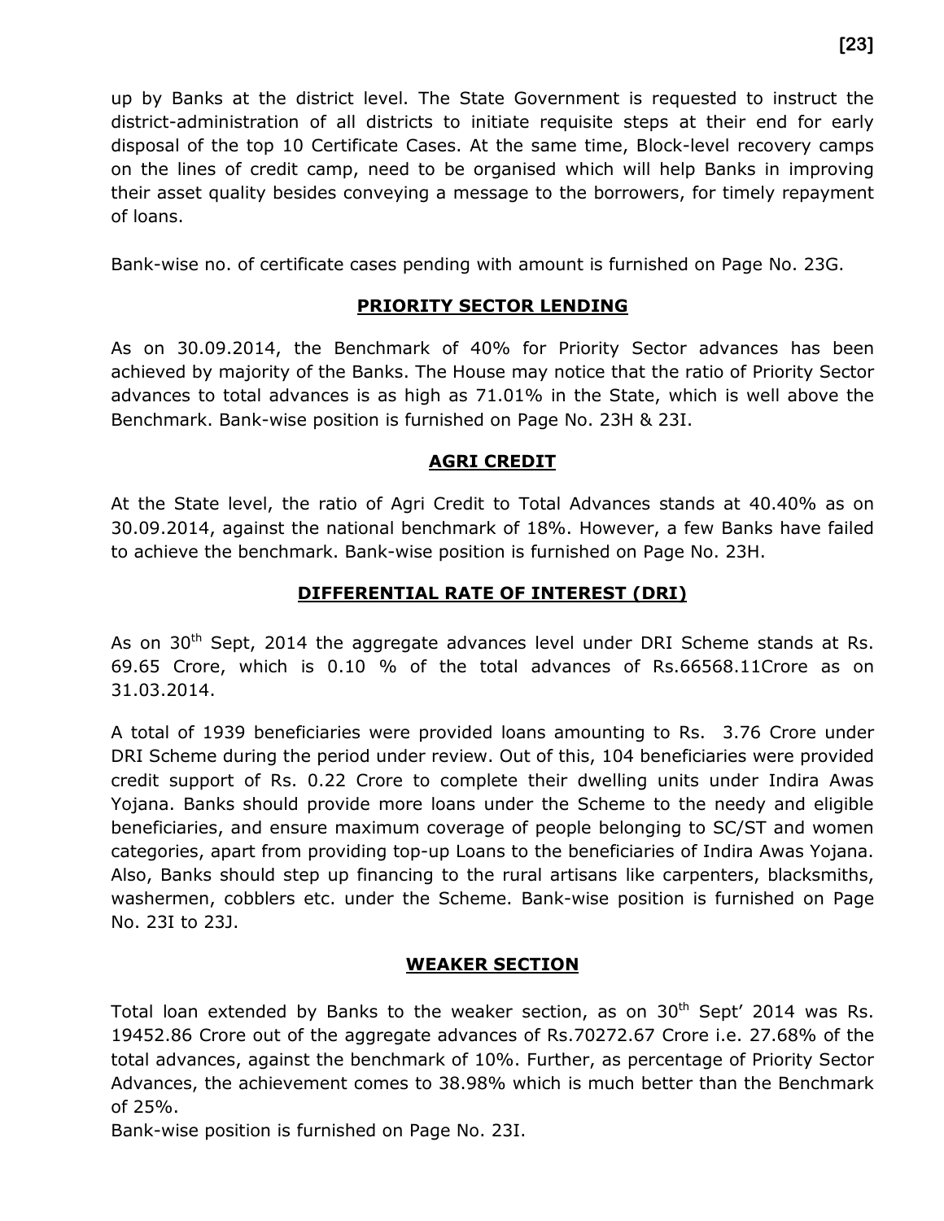up by Banks at the district level. The State Government is requested to instruct the district-administration of all districts to initiate requisite steps at their end for early disposal of the top 10 Certificate Cases. At the same time, Block-level recovery camps on the lines of credit camp, need to be organised which will help Banks in improving their asset quality besides conveying a message to the borrowers, for timely repayment of loans.

Bank-wise no. of certificate cases pending with amount is furnished on Page No. 23G.

## PRIORITY SECTOR LENDING

As on 30.09.2014, the Benchmark of 40% for Priority Sector advances has been achieved by majority of the Banks. The House may notice that the ratio of Priority Sector advances to total advances is as high as 71.01% in the State, which is well above the Benchmark. Bank-wise position is furnished on Page No. 23H & 23I.

## AGRI CREDIT

At the State level, the ratio of Agri Credit to Total Advances stands at 40.40% as on 30.09.2014, against the national benchmark of 18%. However, a few Banks have failed to achieve the benchmark. Bank-wise position is furnished on Page No. 23H.

## DIFFERENTIAL RATE OF INTEREST (DRI)

As on 30th Sept, 2014 the aggregate advances level under DRI Scheme stands at Rs. 69.65 Crore, which is 0.10 % of the total advances of Rs.66568.11Crore as on 31.03.2014.

A total of 1939 beneficiaries were provided loans amounting to Rs. 3.76 Crore under DRI Scheme during the period under review. Out of this, 104 beneficiaries were provided credit support of Rs. 0.22 Crore to complete their dwelling units under Indira Awas Yojana. Banks should provide more loans under the Scheme to the needy and eligible beneficiaries, and ensure maximum coverage of people belonging to SC/ST and women categories, apart from providing top-up Loans to the beneficiaries of Indira Awas Yojana. Also, Banks should step up financing to the rural artisans like carpenters, blacksmiths, washermen, cobblers etc. under the Scheme. Bank-wise position is furnished on Page No. 23I to 23J.

## WEAKER SECTION

Total loan extended by Banks to the weaker section, as on 30th Sept' 2014 was Rs. 19452.86 Crore out of the aggregate advances of Rs.70272.67 Crore i.e. 27.68% of the total advances, against the benchmark of 10%. Further, as percentage of Priority Sector Advances, the achievement comes to 38.98% which is much better than the Benchmark of 25%.

Bank-wise position is furnished on Page No. 23I.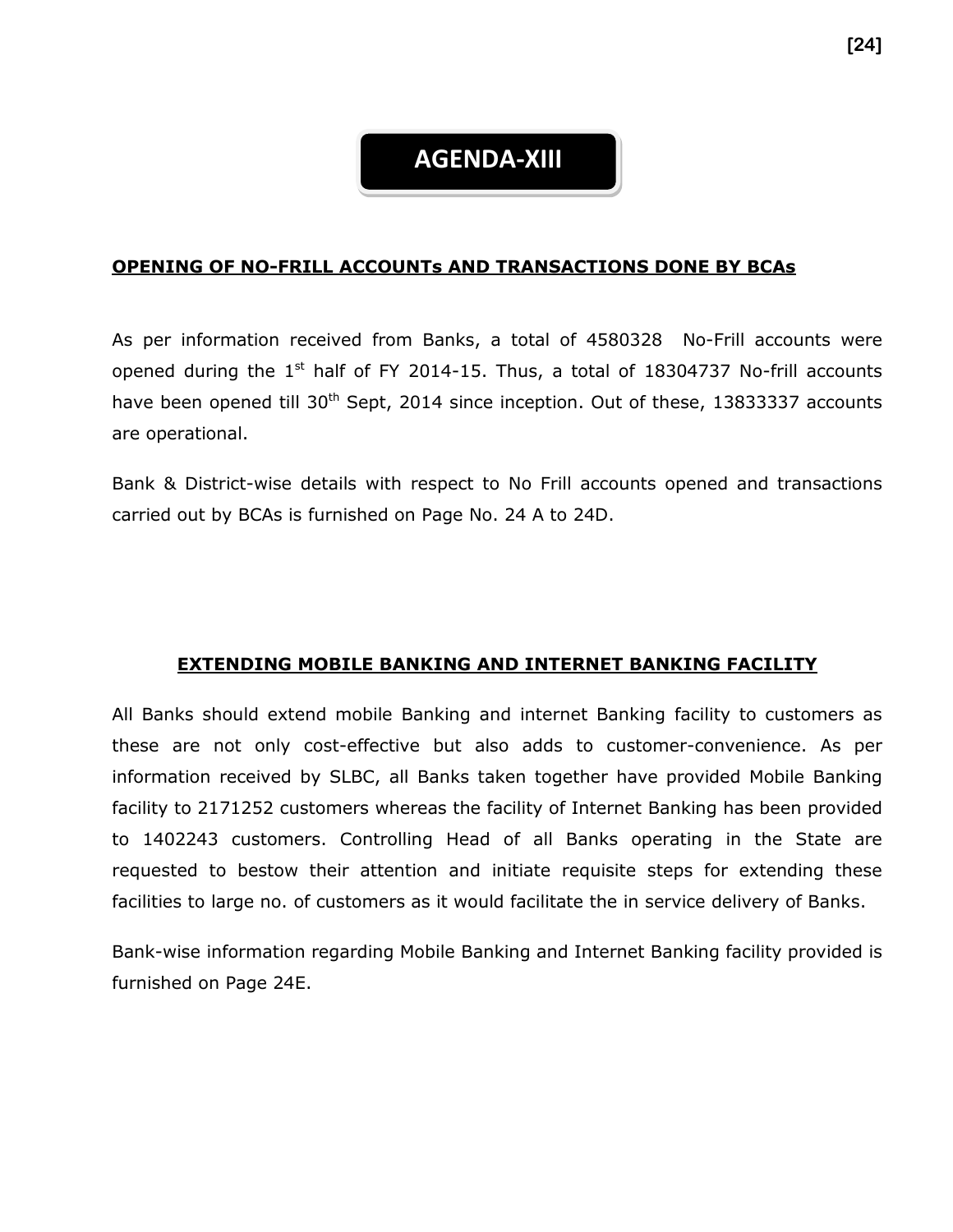# AGENDA-XIII

## OPENING OF NO-FRILL ACCOUNTs AND TRANSACTIONS DONE BY BCAs

As per information received from Banks, a total of 4580328 No-Frill accounts were opened during the 1st half of FY 2014-15. Thus, a total of 18304737 No-frill accounts have been opened till 30th Sept, 2014 since inception. Out of these, 13833337 accounts are operational.

Bank & District-wise details with respect to No Frill accounts opened and transactions carried out by BCAs is furnished on Page No. 24 A to 24D.

## EXTENDING MOBILE BANKING AND INTERNET BANKING FACILITY

All Banks should extend mobile Banking and internet Banking facility to customers as these are not only cost-effective but also adds to customer-convenience. As per information received by SLBC, all Banks taken together have provided Mobile Banking facility to 2171252 customers whereas the facility of Internet Banking has been provided to 1402243 customers. Controlling Head of all Banks operating in the State are requested to bestow their attention and initiate requisite steps for extending these facilities to large no. of customers as it would facilitate the in service delivery of Banks.

Bank-wise information regarding Mobile Banking and Internet Banking facility provided is furnished on Page 24E.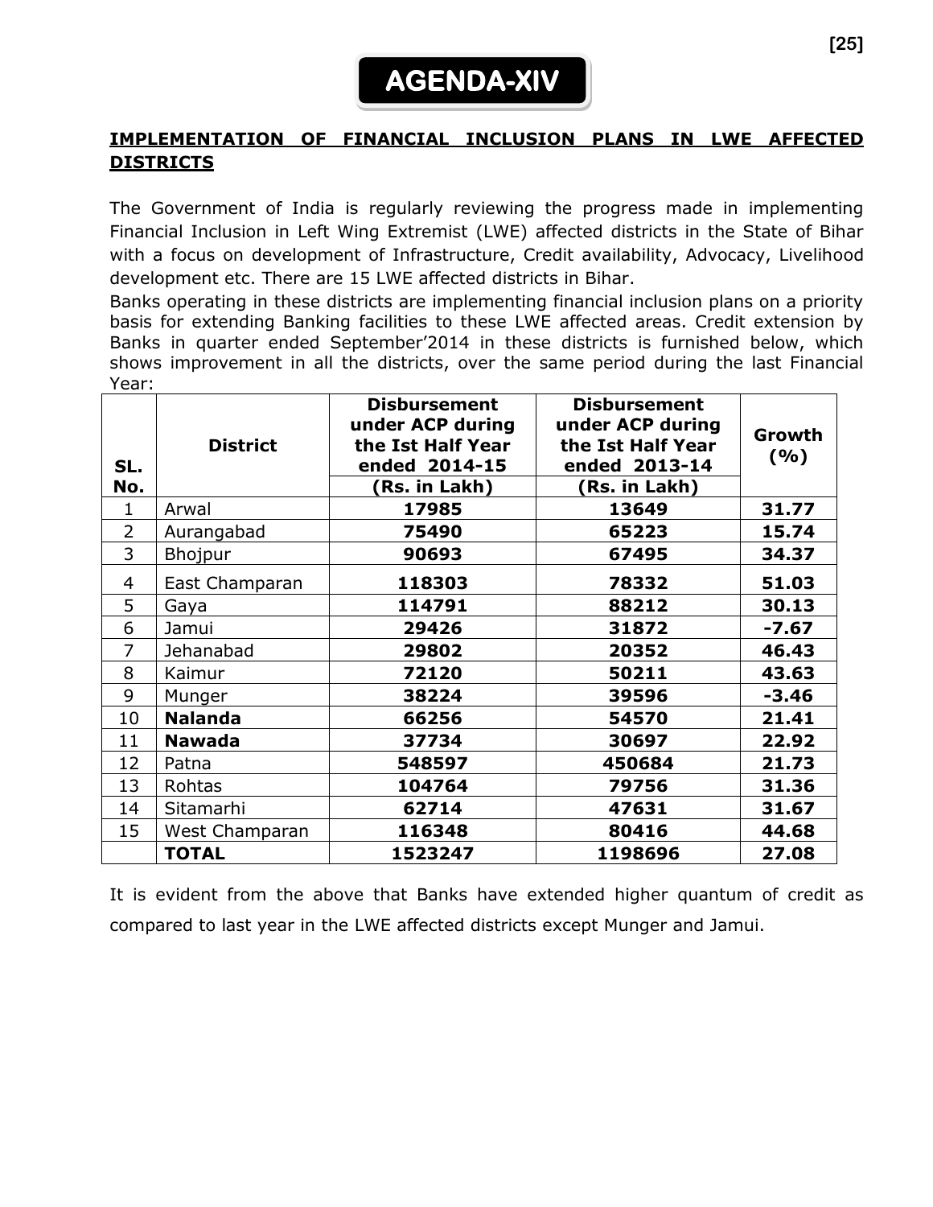# AGENDA-XIV

## IMPLEMENTATION OF FINANCIAL INCLUSION PLANS IN LWE AFFECTED DISTRICTS

The Government of India is regularly reviewing the progress made in implementing Financial Inclusion in Left Wing Extremist (LWE) affected districts in the State of Bihar with a focus on development of Infrastructure, Credit availability, Advocacy, Livelihood development etc. There are 15 LWE affected districts in Bihar.

Banks operating in these districts are implementing financial inclusion plans on a priority basis for extending Banking facilities to these LWE affected areas. Credit extension by Banks in quarter ended September'2014 in these districts is furnished below, which shows improvement in all the districts, over the same period during the last Financial Year:

| SL. No. | District | Disbursement under ACP during the Ist Half Year ended 2014-15 (Rs. in Lakh) | Disbursement under ACP during the Ist Half Year ended 2013-14 (Rs. in Lakh) | Growth (%) |
|---|---|---|---|---|
| 1 | Arwal | **17985** | **13649** | **31.77** |
| 2 | Aurangabad | **75490** | **65223** | **15.74** |
| 3 | Bhojpur | **90693** | **67495** | **34.37** |
| 4 | East Champaran | **118303** | **78332** | **51.03** |
| 5 | Gaya | **114791** | **88212** | **30.13** |
| 6 | Jamui | **29426** | **31872** | **-7.67** |
| 7 | Jehanabad | **29802** | **20352** | **46.43** |
| 8 | Kaimur | **72120** | **50211** | **43.63** |
| 9 | Munger | **38224** | **39596** | **-3.46** |
| 10 | **Nalanda** | **66256** | **54570** | **21.41** |
| 11 | **Nawada** | **37734** | **30697** | **22.92** |
| 12 | Patna | **548597** | **450684** | **21.73** |
| 13 | Rohtas | **104764** | **79756** | **31.36** |
| 14 | Sitamarhi | **62714** | **47631** | **31.67** |
| 15 | West Champaran | **116348** | **80416** | **44.68** |
| | **TOTAL** | **1523247** | **1198696** | **27.08** |

It is evident from the above that Banks have extended higher quantum of credit as compared to last year in the LWE affected districts except Munger and Jamui.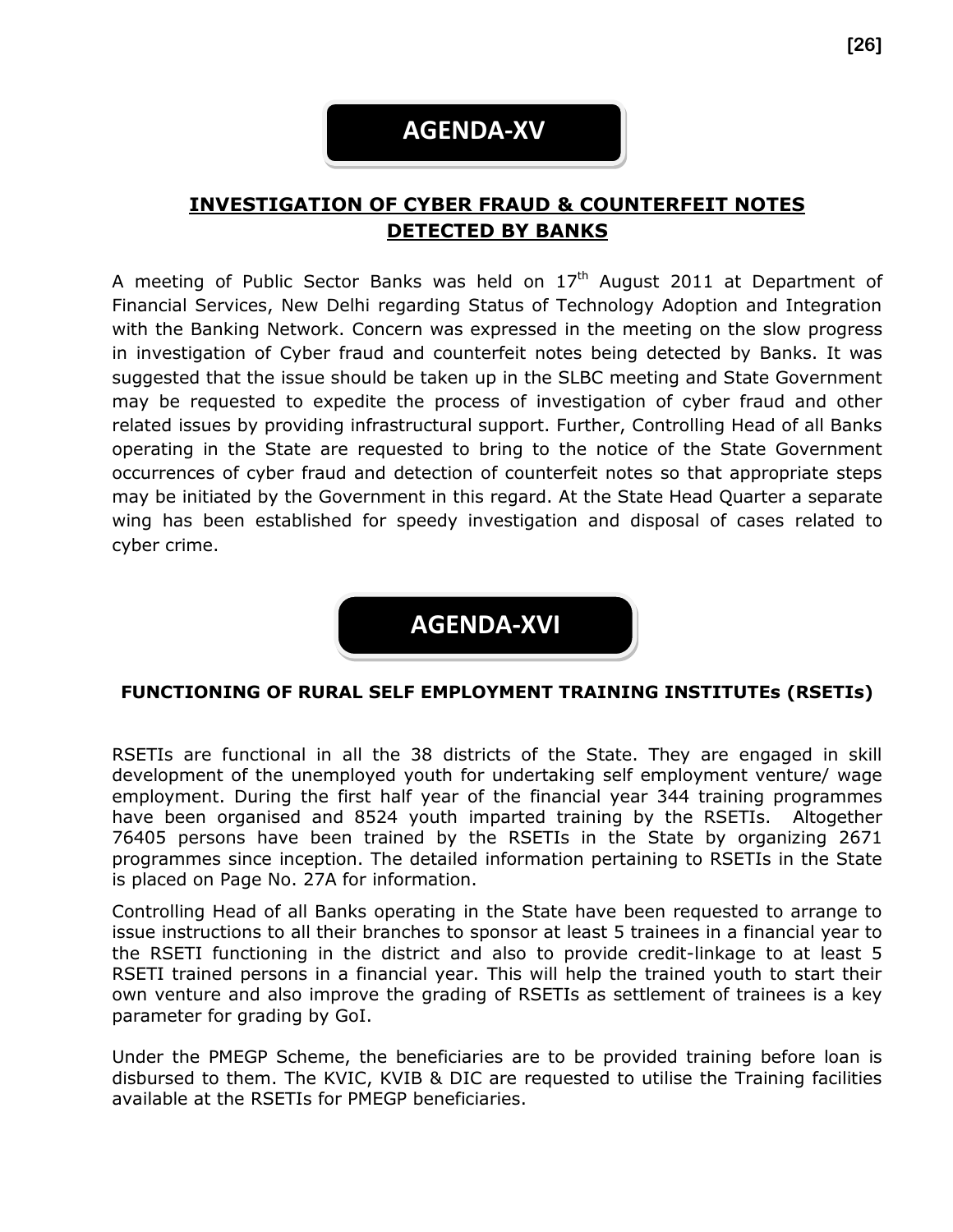# AGENDA-XV

## INVESTIGATION OF CYBER FRAUD & COUNTERFEIT NOTES DETECTED BY BANKS

A meeting of Public Sector Banks was held on 17th August 2011 at Department of Financial Services, New Delhi regarding Status of Technology Adoption and Integration with the Banking Network. Concern was expressed in the meeting on the slow progress in investigation of Cyber fraud and counterfeit notes being detected by Banks. It was suggested that the issue should be taken up in the SLBC meeting and State Government may be requested to expedite the process of investigation of cyber fraud and other related issues by providing infrastructural support. Further, Controlling Head of all Banks operating in the State are requested to bring to the notice of the State Government occurrences of cyber fraud and detection of counterfeit notes so that appropriate steps may be initiated by the Government in this regard. At the State Head Quarter a separate wing has been established for speedy investigation and disposal of cases related to cyber crime.

# AGENDA-XVI

## FUNCTIONING OF RURAL SELF EMPLOYMENT TRAINING INSTITUTEs (RSETIs)

RSETIs are functional in all the 38 districts of the State. They are engaged in skill development of the unemployed youth for undertaking self employment venture/ wage employment. During the first half year of the financial year 344 training programmes have been organised and 8524 youth imparted training by the RSETIs. Altogether 76405 persons have been trained by the RSETIs in the State by organizing 2671 programmes since inception. The detailed information pertaining to RSETIs in the State is placed on Page No. 27A for information.

Controlling Head of all Banks operating in the State have been requested to arrange to issue instructions to all their branches to sponsor at least 5 trainees in a financial year to the RSETI functioning in the district and also to provide credit-linkage to at least 5 RSETI trained persons in a financial year. This will help the trained youth to start their own venture and also improve the grading of RSETIs as settlement of trainees is a key parameter for grading by GoI.

Under the PMEGP Scheme, the beneficiaries are to be provided training before loan is disbursed to them. The KVIC, KVIB & DIC are requested to utilise the Training facilities available at the RSETIs for PMEGP beneficiaries.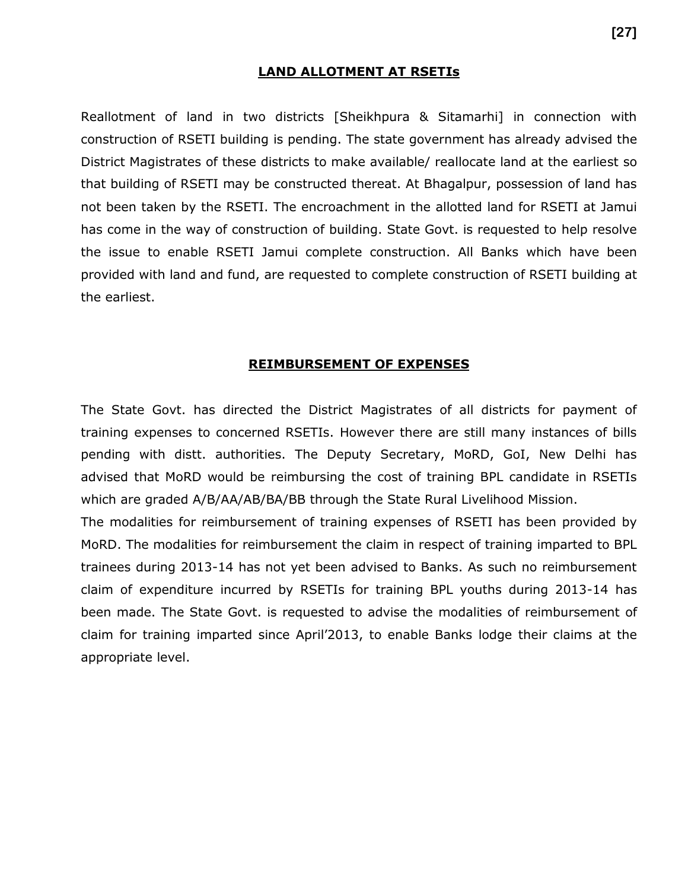## LAND ALLOTMENT AT RSETIs

Reallotment of land in two districts [Sheikhpura & Sitamarhi] in connection with construction of RSETI building is pending. The state government has already advised the District Magistrates of these districts to make available/ reallocate land at the earliest so that building of RSETI may be constructed thereat. At Bhagalpur, possession of land has not been taken by the RSETI. The encroachment in the allotted land for RSETI at Jamui has come in the way of construction of building. State Govt. is requested to help resolve the issue to enable RSETI Jamui complete construction. All Banks which have been provided with land and fund, are requested to complete construction of RSETI building at the earliest.

## REIMBURSEMENT OF EXPENSES

The State Govt. has directed the District Magistrates of all districts for payment of training expenses to concerned RSETIs. However there are still many instances of bills pending with distt. authorities. The Deputy Secretary, MoRD, GoI, New Delhi has advised that MoRD would be reimbursing the cost of training BPL candidate in RSETIs which are graded A/B/AA/AB/BA/BB through the State Rural Livelihood Mission.

The modalities for reimbursement of training expenses of RSETI has been provided by MoRD. The modalities for reimbursement the claim in respect of training imparted to BPL trainees during 2013-14 has not yet been advised to Banks. As such no reimbursement claim of expenditure incurred by RSETIs for training BPL youths during 2013-14 has been made. The State Govt. is requested to advise the modalities of reimbursement of claim for training imparted since April'2013, to enable Banks lodge their claims at the appropriate level.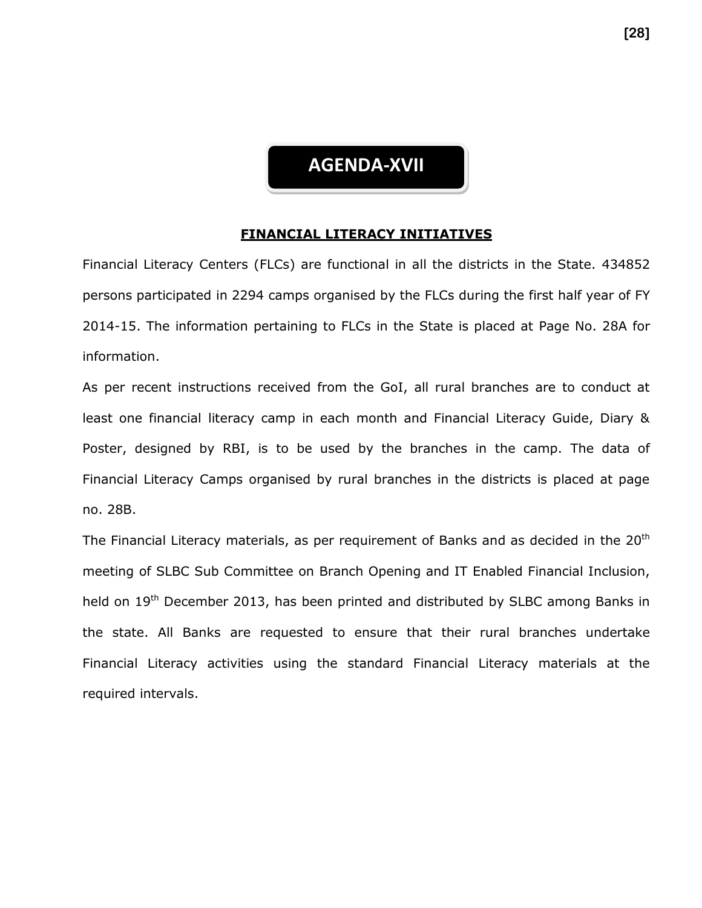# AGENDA-XVII

## FINANCIAL LITERACY INITIATIVES

Financial Literacy Centers (FLCs) are functional in all the districts in the State. 434852 persons participated in 2294 camps organised by the FLCs during the first half year of FY 2014-15. The information pertaining to FLCs in the State is placed at Page No. 28A for information.

As per recent instructions received from the GoI, all rural branches are to conduct at least one financial literacy camp in each month and Financial Literacy Guide, Diary & Poster, designed by RBI, is to be used by the branches in the camp. The data of Financial Literacy Camps organised by rural branches in the districts is placed at page no. 28B.

The Financial Literacy materials, as per requirement of Banks and as decided in the 20th meeting of SLBC Sub Committee on Branch Opening and IT Enabled Financial Inclusion, held on 19th December 2013, has been printed and distributed by SLBC among Banks in the state. All Banks are requested to ensure that their rural branches undertake Financial Literacy activities using the standard Financial Literacy materials at the required intervals.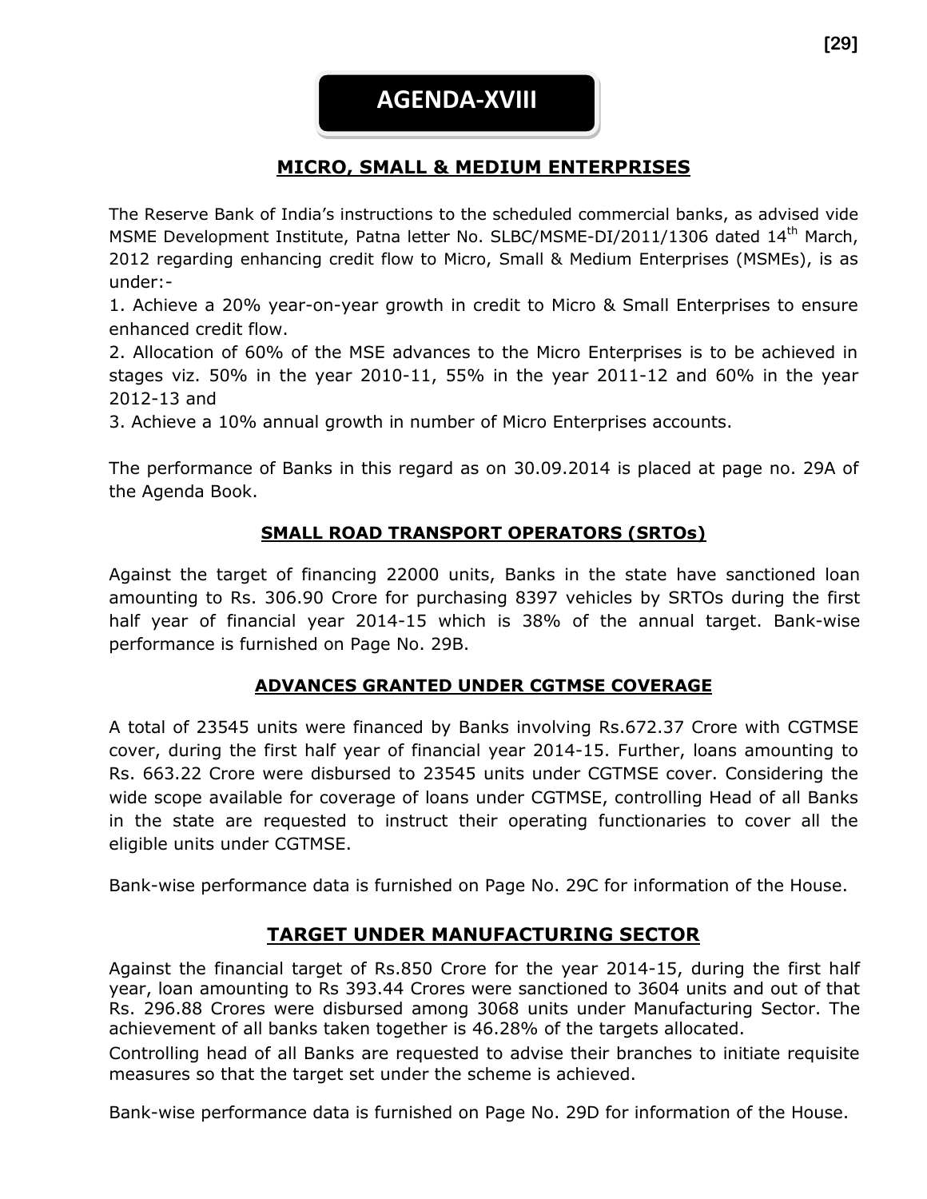# AGENDA-XVIII

## MICRO, SMALL & MEDIUM ENTERPRISES

The Reserve Bank of India's instructions to the scheduled commercial banks, as advised vide MSME Development Institute, Patna letter No. SLBC/MSME-DI/2011/1306 dated 14th March, 2012 regarding enhancing credit flow to Micro, Small & Medium Enterprises (MSMEs), is as under:-

1. Achieve a 20% year-on-year growth in credit to Micro & Small Enterprises to ensure enhanced credit flow.
2. Allocation of 60% of the MSE advances to the Micro Enterprises is to be achieved in stages viz. 50% in the year 2010-11, 55% in the year 2011-12 and 60% in the year 2012-13 and
3. Achieve a 10% annual growth in number of Micro Enterprises accounts.

The performance of Banks in this regard as on 30.09.2014 is placed at page no. 29A of the Agenda Book.

## SMALL ROAD TRANSPORT OPERATORS (SRTOs)

Against the target of financing 22000 units, Banks in the state have sanctioned loan amounting to Rs. 306.90 Crore for purchasing 8397 vehicles by SRTOs during the first half year of financial year 2014-15 which is 38% of the annual target. Bank-wise performance is furnished on Page No. 29B.

## ADVANCES GRANTED UNDER CGTMSE COVERAGE

A total of 23545 units were financed by Banks involving Rs.672.37 Crore with CGTMSE cover, during the first half year of financial year 2014-15. Further, loans amounting to Rs. 663.22 Crore were disbursed to 23545 units under CGTMSE cover. Considering the wide scope available for coverage of loans under CGTMSE, controlling Head of all Banks in the state are requested to instruct their operating functionaries to cover all the eligible units under CGTMSE.

Bank-wise performance data is furnished on Page No. 29C for information of the House.

## TARGET UNDER MANUFACTURING SECTOR

Against the financial target of Rs.850 Crore for the year 2014-15, during the first half year, loan amounting to Rs 393.44 Crores were sanctioned to 3604 units and out of that Rs. 296.88 Crores were disbursed among 3068 units under Manufacturing Sector. The achievement of all banks taken together is 46.28% of the targets allocated.

Controlling head of all Banks are requested to advise their branches to initiate requisite measures so that the target set under the scheme is achieved.

Bank-wise performance data is furnished on Page No. 29D for information of the House.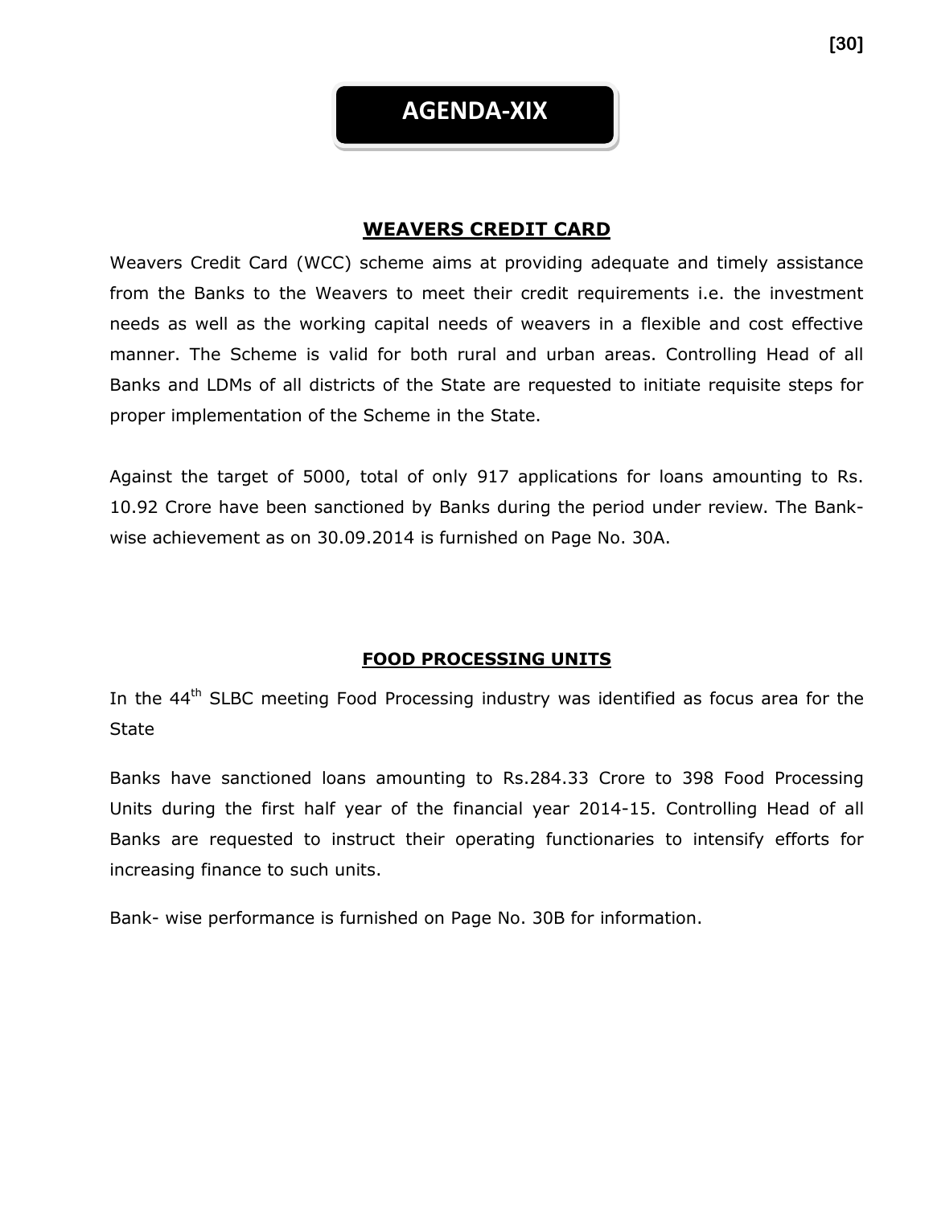# AGENDA-XIX

## WEAVERS CREDIT CARD

Weavers Credit Card (WCC) scheme aims at providing adequate and timely assistance from the Banks to the Weavers to meet their credit requirements i.e. the investment needs as well as the working capital needs of weavers in a flexible and cost effective manner. The Scheme is valid for both rural and urban areas. Controlling Head of all Banks and LDMs of all districts of the State are requested to initiate requisite steps for proper implementation of the Scheme in the State.

Against the target of 5000, total of only 917 applications for loans amounting to Rs. 10.92 Crore have been sanctioned by Banks during the period under review. The Bank-wise achievement as on 30.09.2014 is furnished on Page No. 30A.

## FOOD PROCESSING UNITS

In the 44th SLBC meeting Food Processing industry was identified as focus area for the State

Banks have sanctioned loans amounting to Rs.284.33 Crore to 398 Food Processing Units during the first half year of the financial year 2014-15. Controlling Head of all Banks are requested to instruct their operating functionaries to intensify efforts for increasing finance to such units.

Bank- wise performance is furnished on Page No. 30B for information.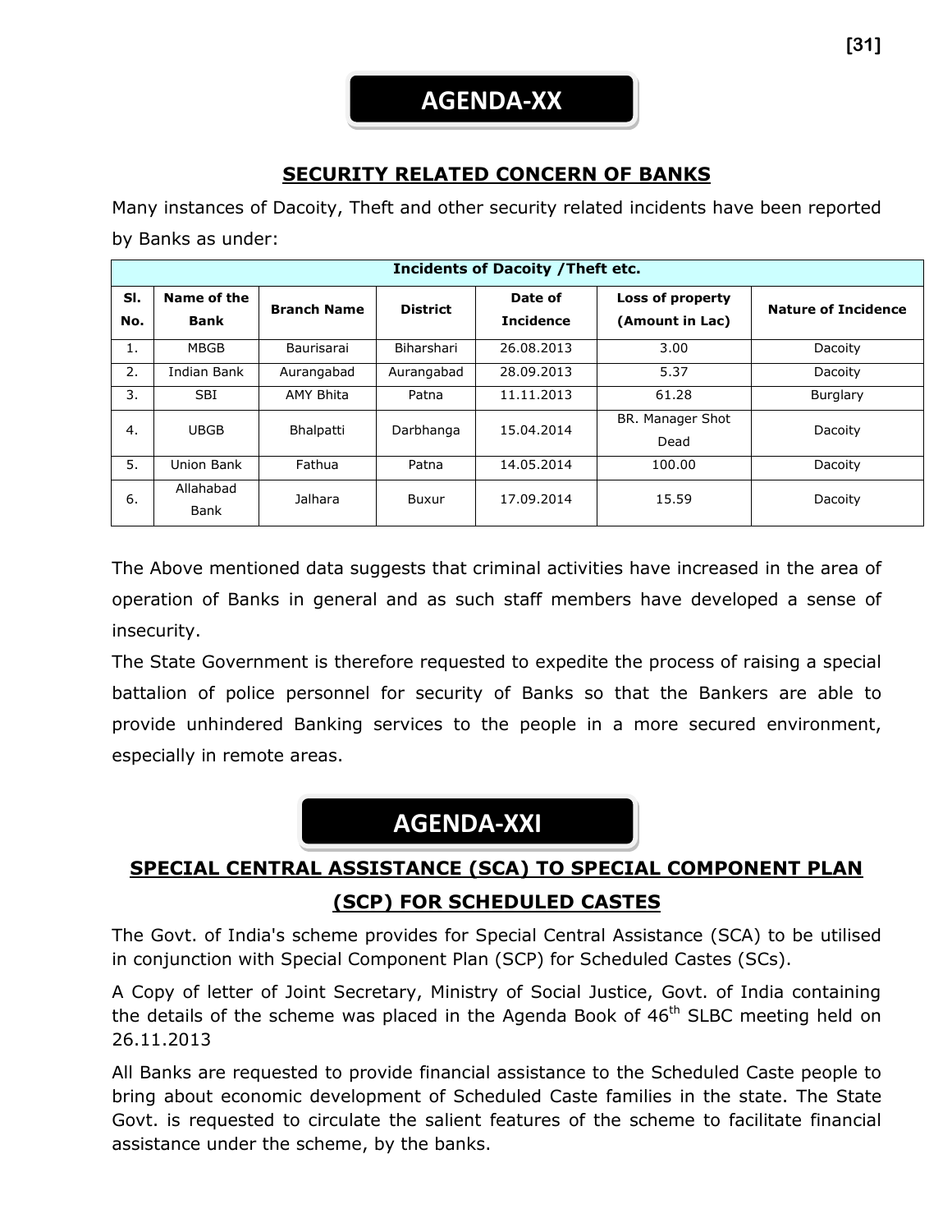# AGENDA-XX

## SECURITY RELATED CONCERN OF BANKS

Many instances of Dacoity, Theft and other security related incidents have been reported by Banks as under:

| Incidents of Dacoity /Theft etc. | | | | | | |
|---|---|---|---|---|---|---|
| **Sl. No.** | **Name of the Bank** | **Branch Name** | **District** | **Date of Incidence** | **Loss of property (Amount in Lac)** | **Nature of Incidence** |
| 1. | MBGB | Baurisarai | Biharshari | 26.08.2013 | 3.00 | Dacoity |
| 2. | Indian Bank | Aurangabad | Aurangabad | 28.09.2013 | 5.37 | Dacoity |
| 3. | SBI | AMY Bhita | Patna | 11.11.2013 | 61.28 | Burglary |
| 4. | UBGB | Bhalpatti | Darbhanga | 15.04.2014 | BR. Manager Shot Dead | Dacoity |
| 5. | Union Bank | Fathua | Patna | 14.05.2014 | 100.00 | Dacoity |
| 6. | Allahabad Bank | Jalhara | Buxur | 17.09.2014 | 15.59 | Dacoity |

The Above mentioned data suggests that criminal activities have increased in the area of operation of Banks in general and as such staff members have developed a sense of insecurity.

The State Government is therefore requested to expedite the process of raising a special battalion of police personnel for security of Banks so that the Bankers are able to provide unhindered Banking services to the people in a more secured environment, especially in remote areas.

# AGENDA-XXI

## SPECIAL CENTRAL ASSISTANCE (SCA) TO SPECIAL COMPONENT PLAN (SCP) FOR SCHEDULED CASTES

The Govt. of India's scheme provides for Special Central Assistance (SCA) to be utilised in conjunction with Special Component Plan (SCP) for Scheduled Castes (SCs).

A Copy of letter of Joint Secretary, Ministry of Social Justice, Govt. of India containing the details of the scheme was placed in the Agenda Book of 46th SLBC meeting held on 26.11.2013

All Banks are requested to provide financial assistance to the Scheduled Caste people to bring about economic development of Scheduled Caste families in the state. The State Govt. is requested to circulate the salient features of the scheme to facilitate financial assistance under the scheme, by the banks.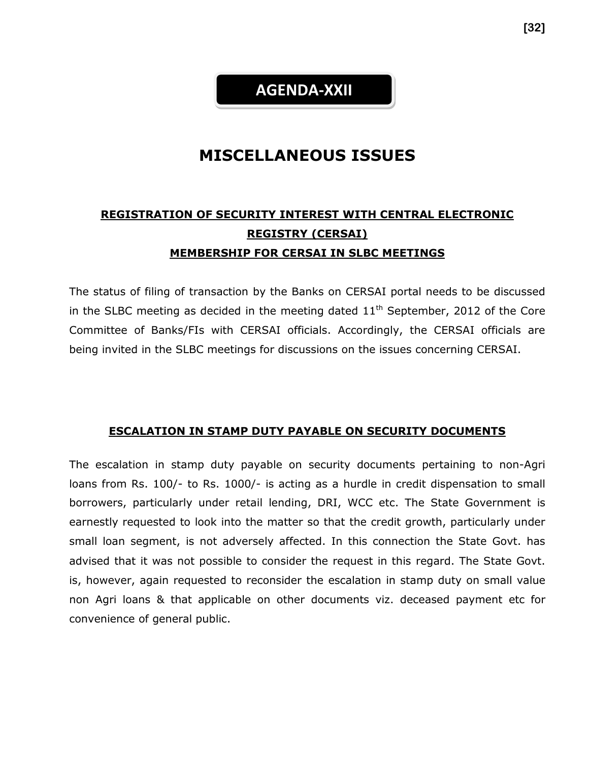# AGENDA-XXII

## MISCELLANEOUS ISSUES

### REGISTRATION OF SECURITY INTEREST WITH CENTRAL ELECTRONIC REGISTRY (CERSAI)
### MEMBERSHIP FOR CERSAI IN SLBC MEETINGS

The status of filing of transaction by the Banks on CERSAI portal needs to be discussed in the SLBC meeting as decided in the meeting dated 11th September, 2012 of the Core Committee of Banks/FIs with CERSAI officials. Accordingly, the CERSAI officials are being invited in the SLBC meetings for discussions on the issues concerning CERSAI.

### ESCALATION IN STAMP DUTY PAYABLE ON SECURITY DOCUMENTS

The escalation in stamp duty payable on security documents pertaining to non-Agri loans from Rs. 100/- to Rs. 1000/- is acting as a hurdle in credit dispensation to small borrowers, particularly under retail lending, DRI, WCC etc. The State Government is earnestly requested to look into the matter so that the credit growth, particularly under small loan segment, is not adversely affected. In this connection the State Govt. has advised that it was not possible to consider the request in this regard. The State Govt. is, however, again requested to reconsider the escalation in stamp duty on small value non Agri loans & that applicable on other documents viz. deceased payment etc for convenience of general public.